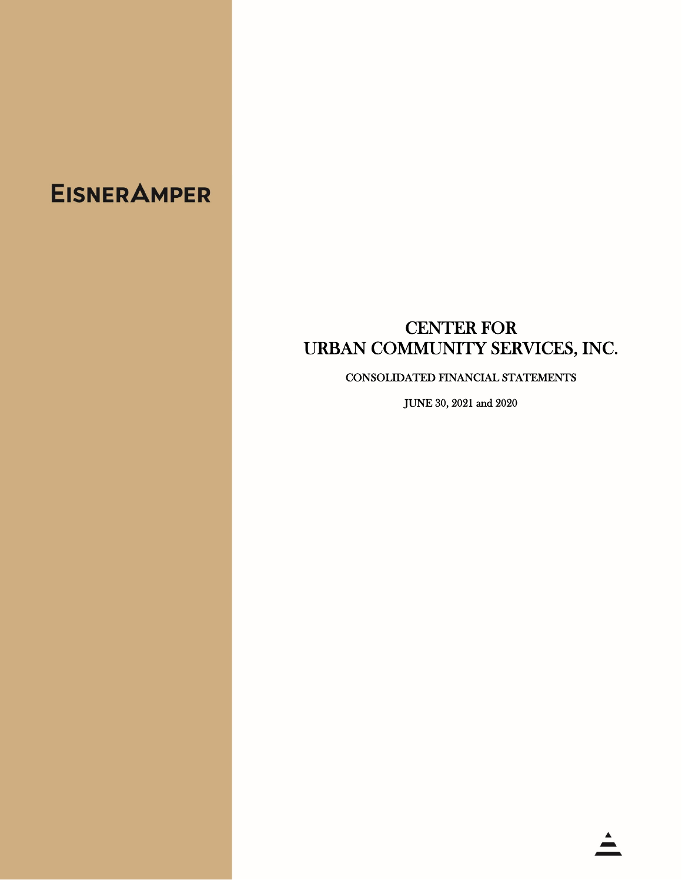EISNERAMPER

# CENTER FOR URBAN COMMUNITY SERVICES, INC.

CONSOLIDATED FINANCIAL STATEMENTS

JUNE 30, 2021 and 2020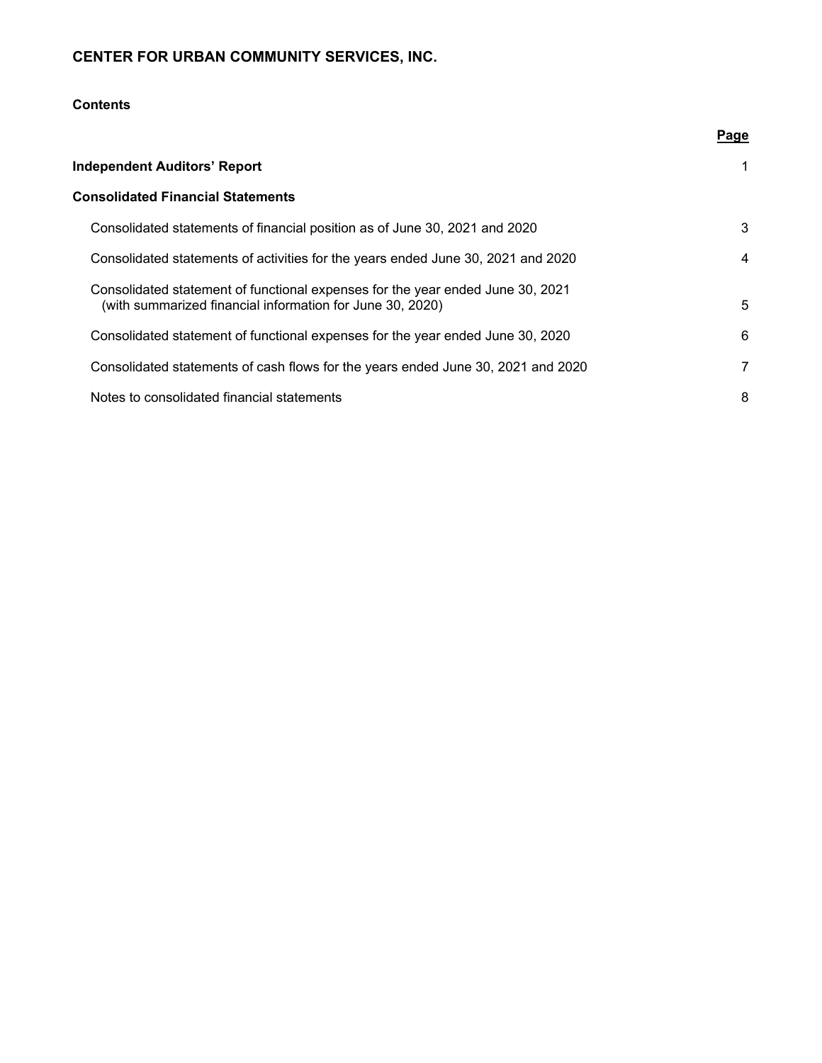# CENTER FOR URBAN COMMUNITY SERVICES, INC.

## Contents

| | Page |
|---|---|
| **Independent Auditors' Report** | 1 |
| **Consolidated Financial Statements** | |
| Consolidated statements of financial position as of June 30, 2021 and 2020 | 3 |
| Consolidated statements of activities for the years ended June 30, 2021 and 2020 | 4 |
| Consolidated statement of functional expenses for the year ended June 30, 2021 (with summarized financial information for June 30, 2020) | 5 |
| Consolidated statement of functional expenses for the year ended June 30, 2020 | 6 |
| Consolidated statements of cash flows for the years ended June 30, 2021 and 2020 | 7 |
| Notes to consolidated financial statements | 8 |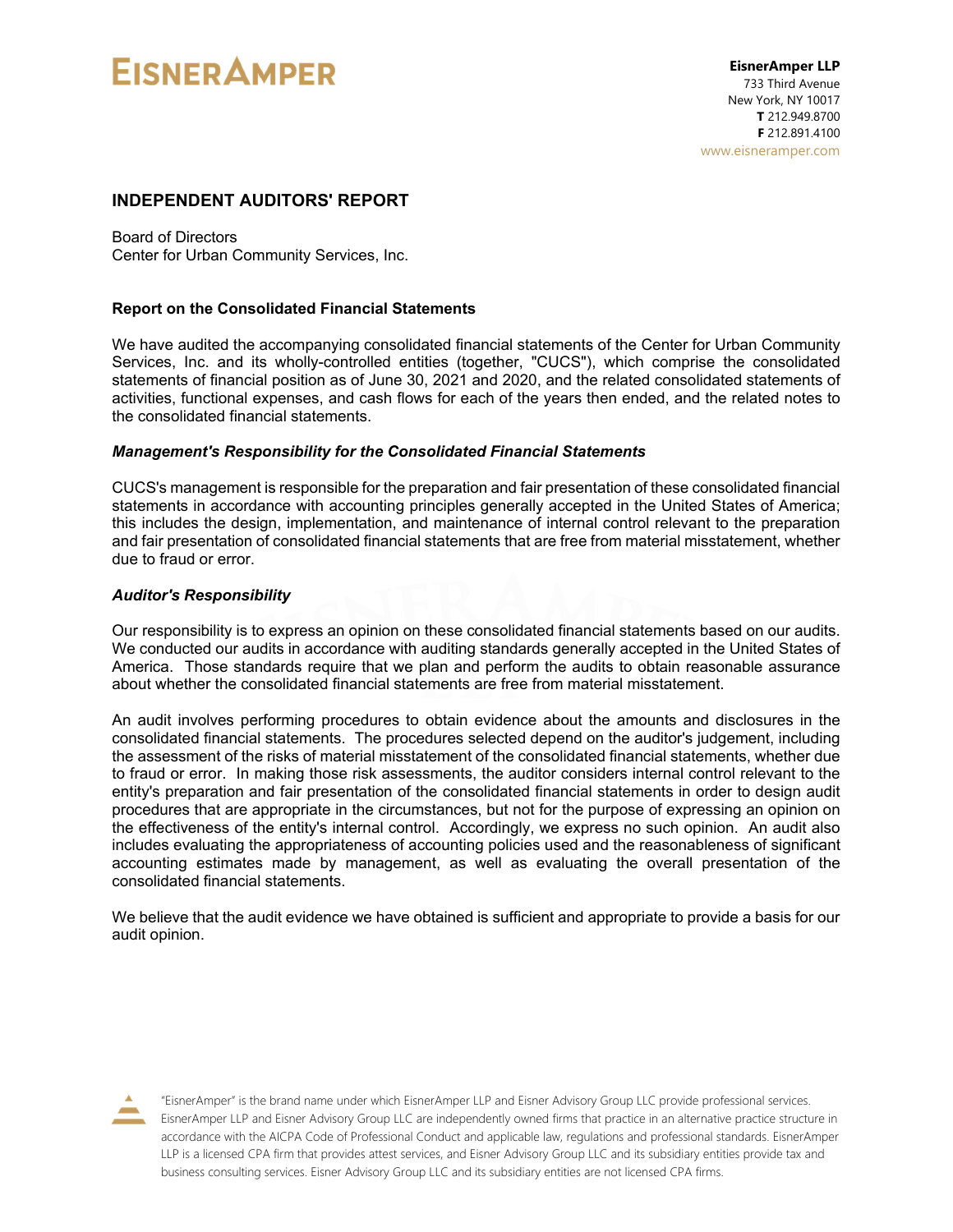**EisnerAmper LLP**
733 Third Avenue
New York, NY 10017
**T** 212.949.8700
**F** 212.891.4100
www.eisneramper.com

## INDEPENDENT AUDITORS' REPORT

Board of Directors
Center for Urban Community Services, Inc.

### Report on the Consolidated Financial Statements

We have audited the accompanying consolidated financial statements of the Center for Urban Community Services, Inc. and its wholly-controlled entities (together, "CUCS"), which comprise the consolidated statements of financial position as of June 30, 2021 and 2020, and the related consolidated statements of activities, functional expenses, and cash flows for each of the years then ended, and the related notes to the consolidated financial statements.

### *Management's Responsibility for the Consolidated Financial Statements*

CUCS's management is responsible for the preparation and fair presentation of these consolidated financial statements in accordance with accounting principles generally accepted in the United States of America; this includes the design, implementation, and maintenance of internal control relevant to the preparation and fair presentation of consolidated financial statements that are free from material misstatement, whether due to fraud or error.

### *Auditor's Responsibility*

Our responsibility is to express an opinion on these consolidated financial statements based on our audits. We conducted our audits in accordance with auditing standards generally accepted in the United States of America. Those standards require that we plan and perform the audits to obtain reasonable assurance about whether the consolidated financial statements are free from material misstatement.

An audit involves performing procedures to obtain evidence about the amounts and disclosures in the consolidated financial statements. The procedures selected depend on the auditor's judgement, including the assessment of the risks of material misstatement of the consolidated financial statements, whether due to fraud or error. In making those risk assessments, the auditor considers internal control relevant to the entity's preparation and fair presentation of the consolidated financial statements in order to design audit procedures that are appropriate in the circumstances, but not for the purpose of expressing an opinion on the effectiveness of the entity's internal control. Accordingly, we express no such opinion. An audit also includes evaluating the appropriateness of accounting policies used and the reasonableness of significant accounting estimates made by management, as well as evaluating the overall presentation of the consolidated financial statements.

We believe that the audit evidence we have obtained is sufficient and appropriate to provide a basis for our audit opinion.

"EisnerAmper" is the brand name under which EisnerAmper LLP and Eisner Advisory Group LLC provide professional services. EisnerAmper LLP and Eisner Advisory Group LLC are independently owned firms that practice in an alternative practice structure in accordance with the AICPA Code of Professional Conduct and applicable law, regulations and professional standards. EisnerAmper LLP is a licensed CPA firm that provides attest services, and Eisner Advisory Group LLC and its subsidiary entities provide tax and business consulting services. Eisner Advisory Group LLC and its subsidiary entities are not licensed CPA firms.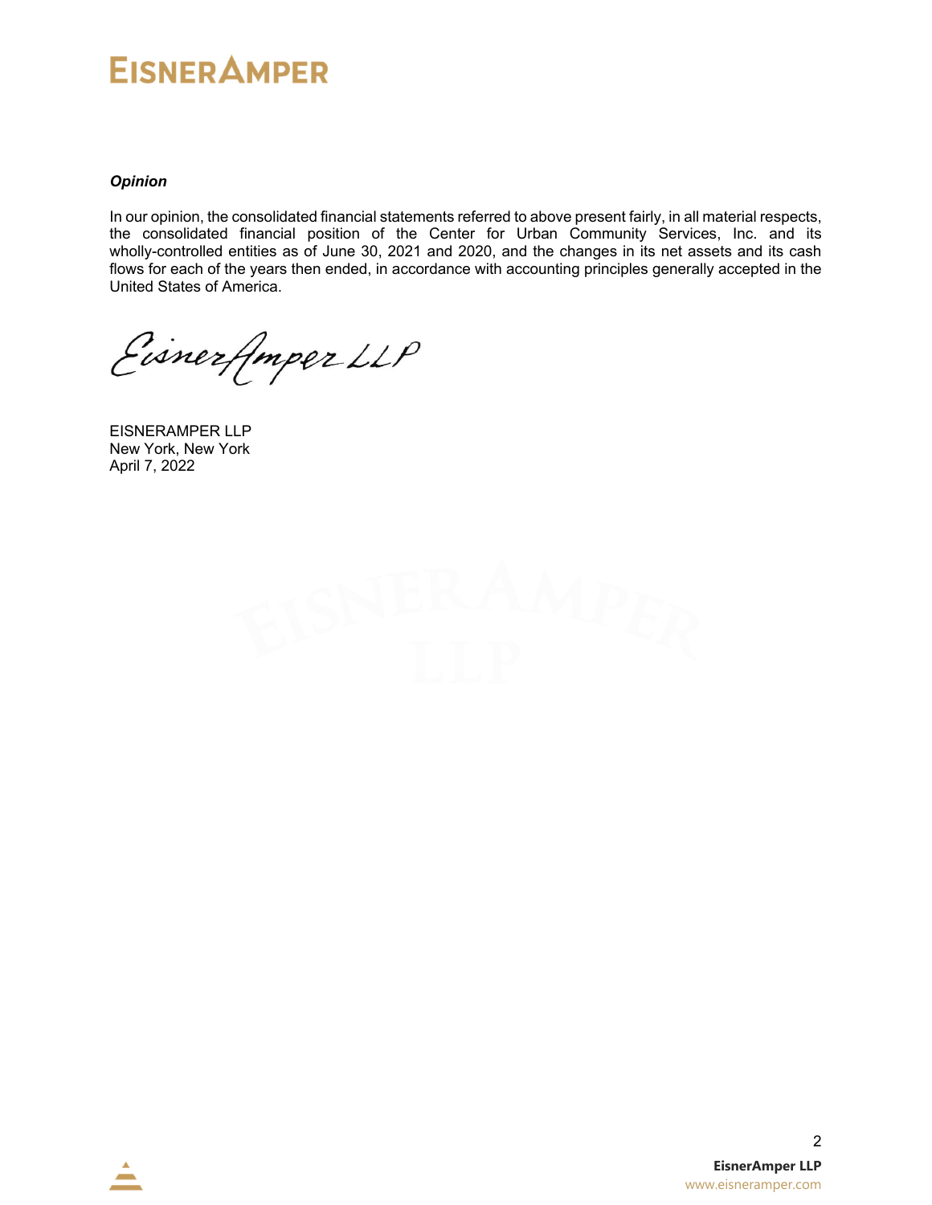***Opinion***

In our opinion, the consolidated financial statements referred to above present fairly, in all material respects, the consolidated financial position of the Center for Urban Community Services, Inc. and its wholly-controlled entities as of June 30, 2021 and 2020, and the changes in its net assets and its cash flows for each of the years then ended, in accordance with accounting principles generally accepted in the United States of America.

EisnerAmper LLP

EISNERAMPER LLP
New York, New York
April 7, 2022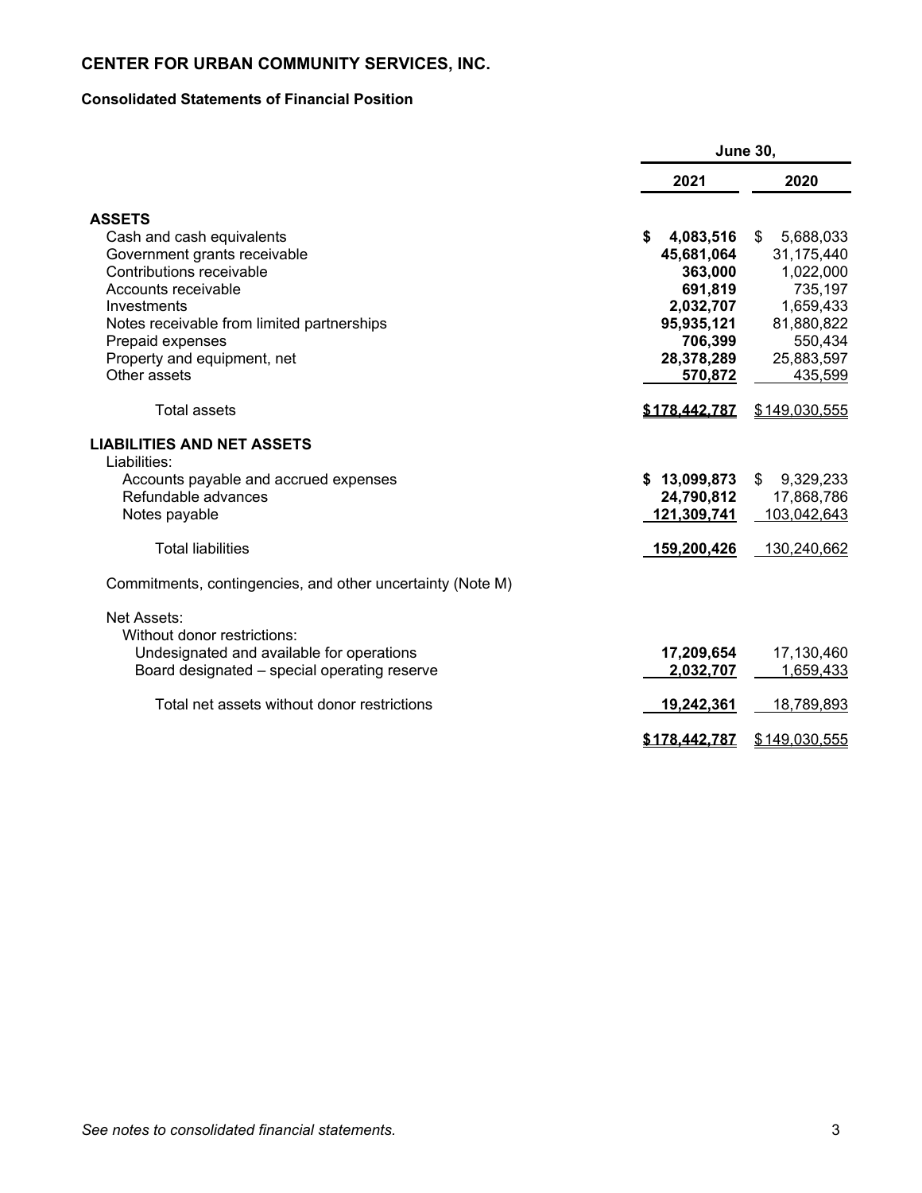# CENTER FOR URBAN COMMUNITY SERVICES, INC.

## Consolidated Statements of Financial Position

| | June 30, | |
|---|---|---|
| | **2021** | **2020** |
| **ASSETS** | | |
| Cash and cash equivalents | **$ 4,083,516** | $ 5,688,033 |
| Government grants receivable | **45,681,064** | 31,175,440 |
| Contributions receivable | **363,000** | 1,022,000 |
| Accounts receivable | **691,819** | 735,197 |
| Investments | **2,032,707** | 1,659,433 |
| Notes receivable from limited partnerships | **95,935,121** | 81,880,822 |
| Prepaid expenses | **706,399** | 550,434 |
| Property and equipment, net | **28,378,289** | 25,883,597 |
| Other assets | **570,872** | 435,599 |
| Total assets | **$178,442,787** | $149,030,555 |
| **LIABILITIES AND NET ASSETS** | | |
| Liabilities: | | |
| Accounts payable and accrued expenses | **$ 13,099,873** | $ 9,329,233 |
| Refundable advances | **24,790,812** | 17,868,786 |
| Notes payable | **121,309,741** | 103,042,643 |
| Total liabilities | **159,200,426** | 130,240,662 |
| Commitments, contingencies, and other uncertainty (Note M) | | |
| Net Assets: | | |
| Without donor restrictions: | | |
| Undesignated and available for operations | **17,209,654** | 17,130,460 |
| Board designated – special operating reserve | **2,032,707** | 1,659,433 |
| Total net assets without donor restrictions | **19,242,361** | 18,789,893 |
| | **$178,442,787** | $149,030,555 |

*See notes to consolidated financial statements.*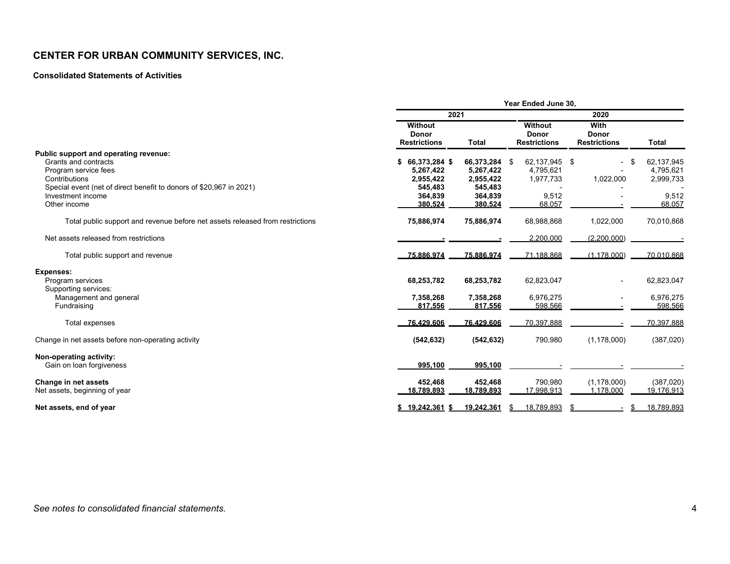# CENTER FOR URBAN COMMUNITY SERVICES, INC.

### Consolidated Statements of Activities

| | Year Ended June 30, | | | | |
|---|---|---|---|---|---|
| | 2021 | | 2020 | | |
| | Without Donor Restrictions | Total | Without Donor Restrictions | With Donor Restrictions | Total |
| **Public support and operating revenue:** | | | | | |
| Grants and contracts | **$ 66,373,284** | **$ 66,373,284** | $ 62,137,945 | $ - | $ 62,137,945 |
| Program service fees | **5,267,422** | **5,267,422** | 4,795,621 | - | 4,795,621 |
| Contributions | **2,955,422** | **2,955,422** | 1,977,733 | 1,022,000 | 2,999,733 |
| Special event (net of direct benefit to donors of $20,967 in 2021) | **545,483** | **545,483** | - | - | - |
| Investment income | **364,839** | **364,839** | 9,512 | - | 9,512 |
| Other income | **380,524** | **380,524** | 68,057 | - | 68,057 |
| Total public support and revenue before net assets released from restrictions | **75,886,974** | **75,886,974** | 68,988,868 | 1,022,000 | 70,010,868 |
| Net assets released from restrictions | **-** | **-** | 2,200,000 | (2,200,000) | - |
| Total public support and revenue | **75,886,974** | **75,886,974** | 71,188,868 | (1,178,000) | 70,010,868 |
| **Expenses:** | | | | | |
| Program services | **68,253,782** | **68,253,782** | 62,823,047 | - | 62,823,047 |
| Supporting services: | | | | | |
| Management and general | **7,358,268** | **7,358,268** | 6,976,275 | - | 6,976,275 |
| Fundraising | **817,556** | **817,556** | 598,566 | - | 598,566 |
| Total expenses | **76,429,606** | **76,429,606** | 70,397,888 | - | 70,397,888 |
| Change in net assets before non-operating activity | **(542,632)** | **(542,632)** | 790,980 | (1,178,000) | (387,020) |
| **Non-operating activity:** | | | | | |
| Gain on loan forgiveness | **995,100** | **995,100** | - | - | - |
| **Change in net assets** | **452,468** | **452,468** | 790,980 | (1,178,000) | (387,020) |
| Net assets, beginning of year | **18,789,893** | **18,789,893** | 17,998,913 | 1,178,000 | 19,176,913 |
| **Net assets, end of year** | **$ 19,242,361** | **$ 19,242,361** | $ 18,789,893 | $ - | $ 18,789,893 |

*See notes to consolidated financial statements.*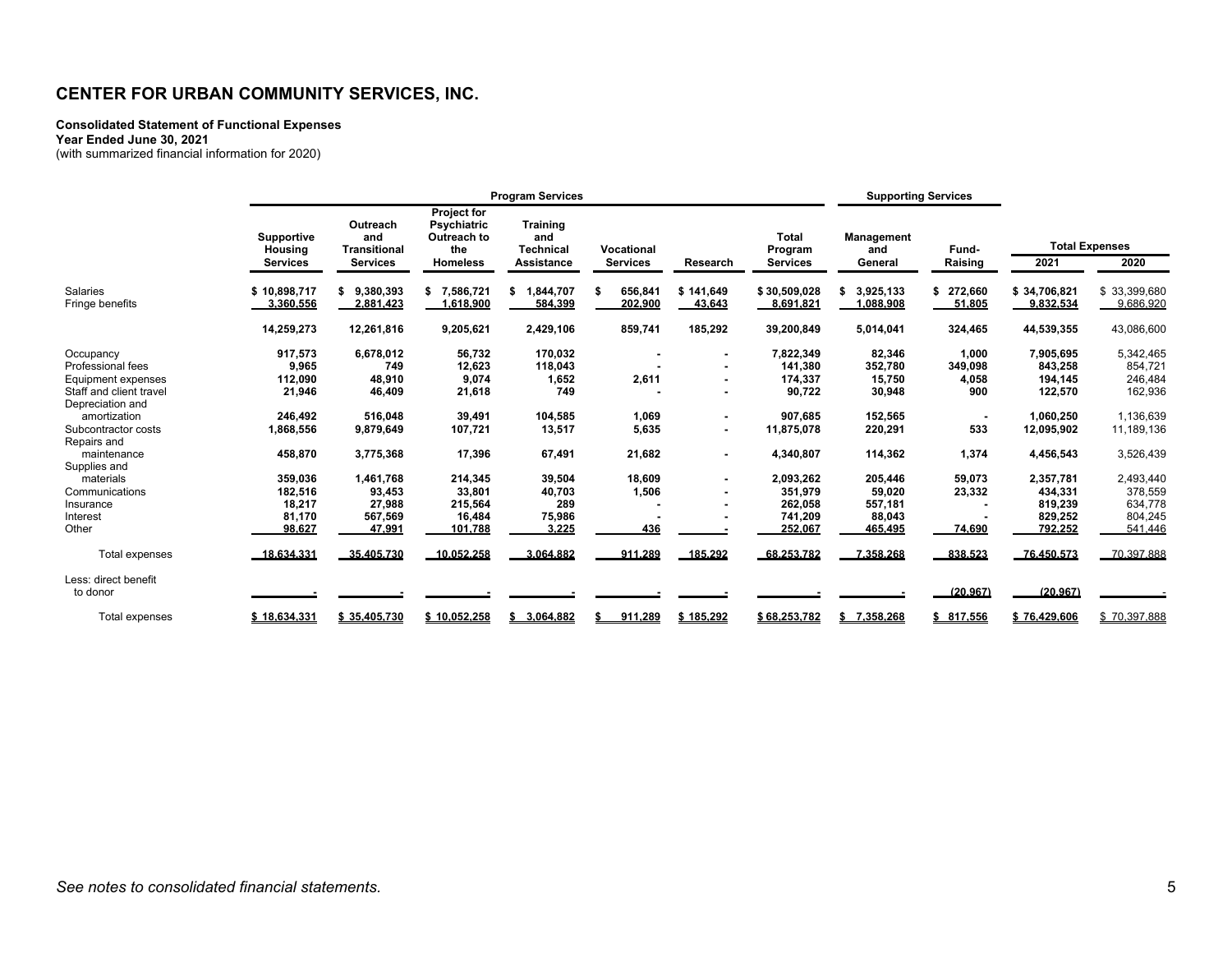# CENTER FOR URBAN COMMUNITY SERVICES, INC.

**Consolidated Statement of Functional Expenses**
**Year Ended June 30, 2021**
(with summarized financial information for 2020)

| | Program Services | | | | | | | Supporting Services | | | |
|---|---|---|---|---|---|---|---|---|---|---|---|
| | Supportive Housing Services | Outreach and Transitional Services | Project for Psychiatric Outreach to the Homeless | Training and Technical Assistance | Vocational Services | Research | Total Program Services | Management and General | Fund-Raising | Total Expenses 2021 | Total Expenses 2020 |
| Salaries | $ 10,898,717 | $ 9,380,393 | $ 7,586,721 | $ 1,844,707 | $ 656,841 | $ 141,649 | $ 30,509,028 | $ 3,925,133 | $ 272,660 | $ 34,706,821 | $ 33,399,680 |
| Fringe benefits | 3,360,556 | 2,881,423 | 1,618,900 | 584,399 | 202,900 | 43,643 | 8,691,821 | 1,088,908 | 51,805 | 9,832,534 | 9,686,920 |
| | 14,259,273 | 12,261,816 | 9,205,621 | 2,429,106 | 859,741 | 185,292 | 39,200,849 | 5,014,041 | 324,465 | 44,539,355 | 43,086,600 |
| Occupancy | 917,573 | 6,678,012 | 56,732 | 170,032 | - | - | 7,822,349 | 82,346 | 1,000 | 7,905,695 | 5,342,465 |
| Professional fees | 9,965 | 749 | 12,623 | 118,043 | - | - | 141,380 | 352,780 | 349,098 | 843,258 | 854,721 |
| Equipment expenses | 112,090 | 48,910 | 9,074 | 1,652 | 2,611 | - | 174,337 | 15,750 | 4,058 | 194,145 | 246,484 |
| Staff and client travel | 21,946 | 46,409 | 21,618 | 749 | - | - | 90,722 | 30,948 | 900 | 122,570 | 162,936 |
| Depreciation and amortization | 246,492 | 516,048 | 39,491 | 104,585 | 1,069 | - | 907,685 | 152,565 | - | 1,060,250 | 1,136,639 |
| Subcontractor costs | 1,868,556 | 9,879,649 | 107,721 | 13,517 | 5,635 | - | 11,875,078 | 220,291 | 533 | 12,095,902 | 11,189,136 |
| Repairs and maintenance | 458,870 | 3,775,368 | 17,396 | 67,491 | 21,682 | - | 4,340,807 | 114,362 | 1,374 | 4,456,543 | 3,526,439 |
| Supplies and materials | 359,036 | 1,461,768 | 214,345 | 39,504 | 18,609 | - | 2,093,262 | 205,446 | 59,073 | 2,357,781 | 2,493,440 |
| Communications | 182,516 | 93,453 | 33,801 | 40,703 | 1,506 | - | 351,979 | 59,020 | 23,332 | 434,331 | 378,559 |
| Insurance | 18,217 | 27,988 | 215,564 | 289 | - | - | 262,058 | 557,181 | - | 819,239 | 634,778 |
| Interest | 81,170 | 567,569 | 16,484 | 75,986 | - | - | 741,209 | 88,043 | - | 829,252 | 804,245 |
| Other | 98,627 | 47,991 | 101,788 | 3,225 | 436 | - | 252,067 | 465,495 | 74,690 | 792,252 | 541,446 |
| Total expenses | 18,634,331 | 35,405,730 | 10,052,258 | 3,064,882 | 911,289 | 185,292 | 68,253,782 | 7,358,268 | 838,523 | 76,450,573 | 70,397,888 |
| Less: direct benefit to donor | - | - | - | - | - | - | - | - | (20,967) | (20,967) | - |
| Total expenses | $ 18,634,331 | $ 35,405,730 | $ 10,052,258 | $ 3,064,882 | $ 911,289 | $ 185,292 | $ 68,253,782 | $ 7,358,268 | $ 817,556 | $ 76,429,606 | $ 70,397,888 |

*See notes to consolidated financial statements.*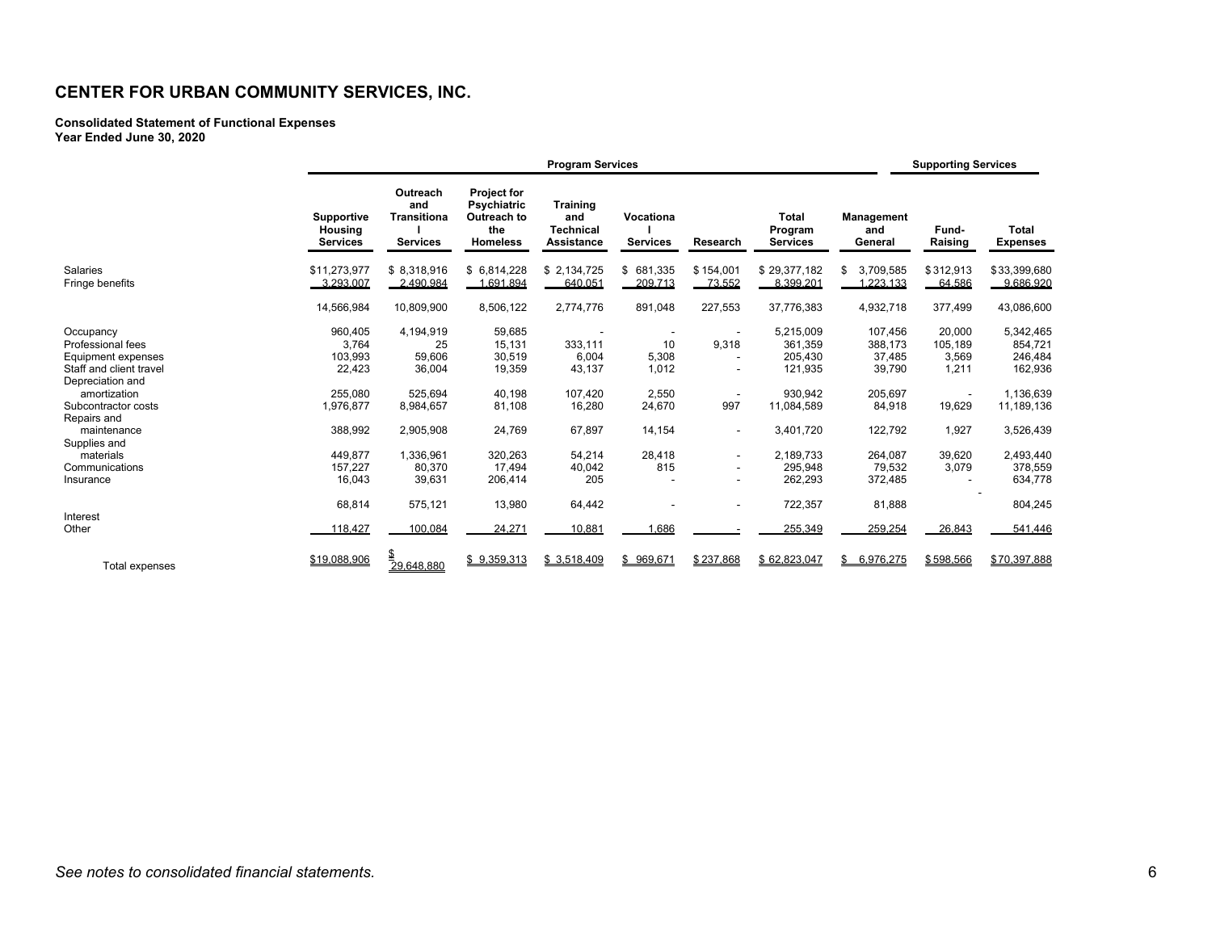# CENTER FOR URBAN COMMUNITY SERVICES, INC.

**Consolidated Statement of Functional Expenses**
**Year Ended June 30, 2020**

| | Program Services | | | | | | | Supporting Services | | |
|---|---|---|---|---|---|---|---|---|---|---|
| | Supportive Housing Services | Outreach and Transitional Services | Project for Psychiatric Outreach to the Homeless | Training and Technical Assistance | Vocational Services | Research | Total Program Services | Management and General | Fund-Raising | Total Expenses |
| Salaries | $11,273,977 | $ 8,318,916 | $ 6,814,228 | $ 2,134,725 | $ 681,335 | $ 154,001 | $ 29,377,182 | $ 3,709,585 | $ 312,913 | $ 33,399,680 |
| Fringe benefits | 3,293,007 | 2,490,984 | 1,691,894 | 640,051 | 209,713 | 73,552 | 8,399,201 | 1,223,133 | 64,586 | 9,686,920 |
| | 14,566,984 | 10,809,900 | 8,506,122 | 2,774,776 | 891,048 | 227,553 | 37,776,383 | 4,932,718 | 377,499 | 43,086,600 |
| Occupancy | 960,405 | 4,194,919 | 59,685 | - | - | - | 5,215,009 | 107,456 | 20,000 | 5,342,465 |
| Professional fees | 3,764 | 25 | 15,131 | 333,111 | 10 | 9,318 | 361,359 | 388,173 | 105,189 | 854,721 |
| Equipment expenses | 103,993 | 59,606 | 30,519 | 6,004 | 5,308 | - | 205,430 | 37,485 | 3,569 | 246,484 |
| Staff and client travel | 22,423 | 36,004 | 19,359 | 43,137 | 1,012 | - | 121,935 | 39,790 | 1,211 | 162,936 |
| Depreciation and amortization | 255,080 | 525,694 | 40,198 | 107,420 | 2,550 | - | 930,942 | 205,697 | - | 1,136,639 |
| Subcontractor costs | 1,976,877 | 8,984,657 | 81,108 | 16,280 | 24,670 | 997 | 11,084,589 | 84,918 | 19,629 | 11,189,136 |
| Repairs and maintenance | 388,992 | 2,905,908 | 24,769 | 67,897 | 14,154 | - | 3,401,720 | 122,792 | 1,927 | 3,526,439 |
| Supplies and materials | 449,877 | 1,336,961 | 320,263 | 54,214 | 28,418 | - | 2,189,733 | 264,087 | 39,620 | 2,493,440 |
| Communications | 157,227 | 80,370 | 17,494 | 40,042 | 815 | - | 295,948 | 79,532 | 3,079 | 378,559 |
| Insurance | 16,043 | 39,631 | 206,414 | 205 | - | - | 262,293 | 372,485 | - | 634,778 |
| Interest | 68,814 | 575,121 | 13,980 | 64,442 | - | - | 722,357 | 81,888 | - | 804,245 |
| Other | 118,427 | 100,084 | 24,271 | 10,881 | 1,686 | - | 255,349 | 259,254 | 26,843 | 541,446 |
| Total expenses | $19,088,906 | $ 29,648,880 | $ 9,359,313 | $ 3,518,409 | $ 969,671 | $ 237,868 | $ 62,823,047 | $ 6,976,275 | $ 598,566 | $ 70,397,888 |

*See notes to consolidated financial statements.*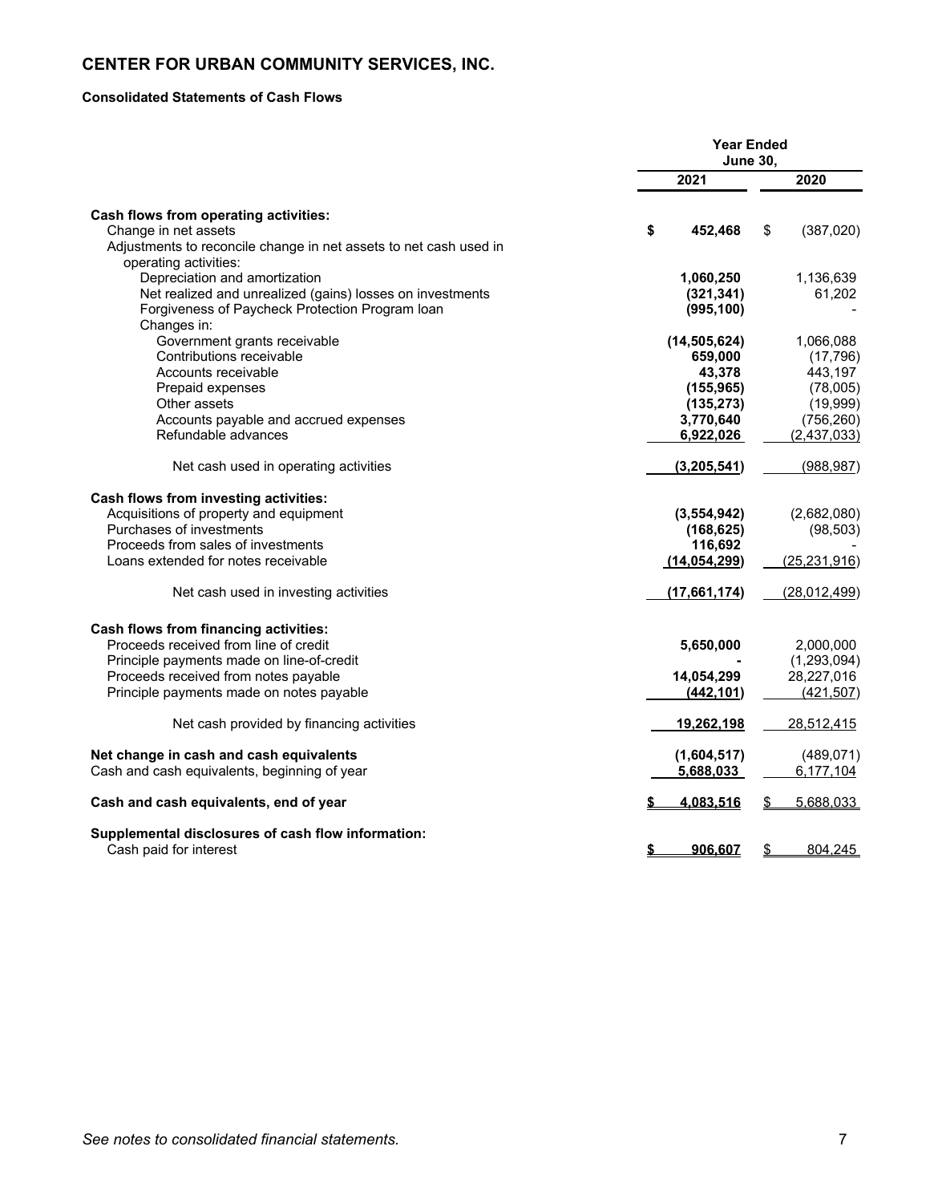# CENTER FOR URBAN COMMUNITY SERVICES, INC.

### Consolidated Statements of Cash Flows

| | Year Ended June 30, | |
|---|---|---|
| | **2021** | **2020** |
| **Cash flows from operating activities:** | | |
| Change in net assets | **$ 452,468** | $ (387,020) |
| Adjustments to reconcile change in net assets to net cash used in operating activities: | | |
| Depreciation and amortization | **1,060,250** | 1,136,639 |
| Net realized and unrealized (gains) losses on investments | **(321,341)** | 61,202 |
| Forgiveness of Paycheck Protection Program loan | **(995,100)** | - |
| Changes in: | | |
| Government grants receivable | **(14,505,624)** | 1,066,088 |
| Contributions receivable | **659,000** | (17,796) |
| Accounts receivable | **43,378** | 443,197 |
| Prepaid expenses | **(155,965)** | (78,005) |
| Other assets | **(135,273)** | (19,999) |
| Accounts payable and accrued expenses | **3,770,640** | (756,260) |
| Refundable advances | **6,922,026** | (2,437,033) |
| Net cash used in operating activities | **(3,205,541)** | (988,987) |
| **Cash flows from investing activities:** | | |
| Acquisitions of property and equipment | **(3,554,942)** | (2,682,080) |
| Purchases of investments | **(168,625)** | (98,503) |
| Proceeds from sales of investments | **116,692** | - |
| Loans extended for notes receivable | **(14,054,299)** | (25,231,916) |
| Net cash used in investing activities | **(17,661,174)** | (28,012,499) |
| **Cash flows from financing activities:** | | |
| Proceeds received from line of credit | **5,650,000** | 2,000,000 |
| Principle payments made on line-of-credit | **-** | (1,293,094) |
| Proceeds received from notes payable | **14,054,299** | 28,227,016 |
| Principle payments made on notes payable | **(442,101)** | (421,507) |
| Net cash provided by financing activities | **19,262,198** | 28,512,415 |
| **Net change in cash and cash equivalents** | **(1,604,517)** | (489,071) |
| Cash and cash equivalents, beginning of year | **5,688,033** | 6,177,104 |
| **Cash and cash equivalents, end of year** | **$ 4,083,516** | $ 5,688,033 |
| **Supplemental disclosures of cash flow information:** | | |
| Cash paid for interest | **$ 906,607** | $ 804,245 |

*See notes to consolidated financial statements.*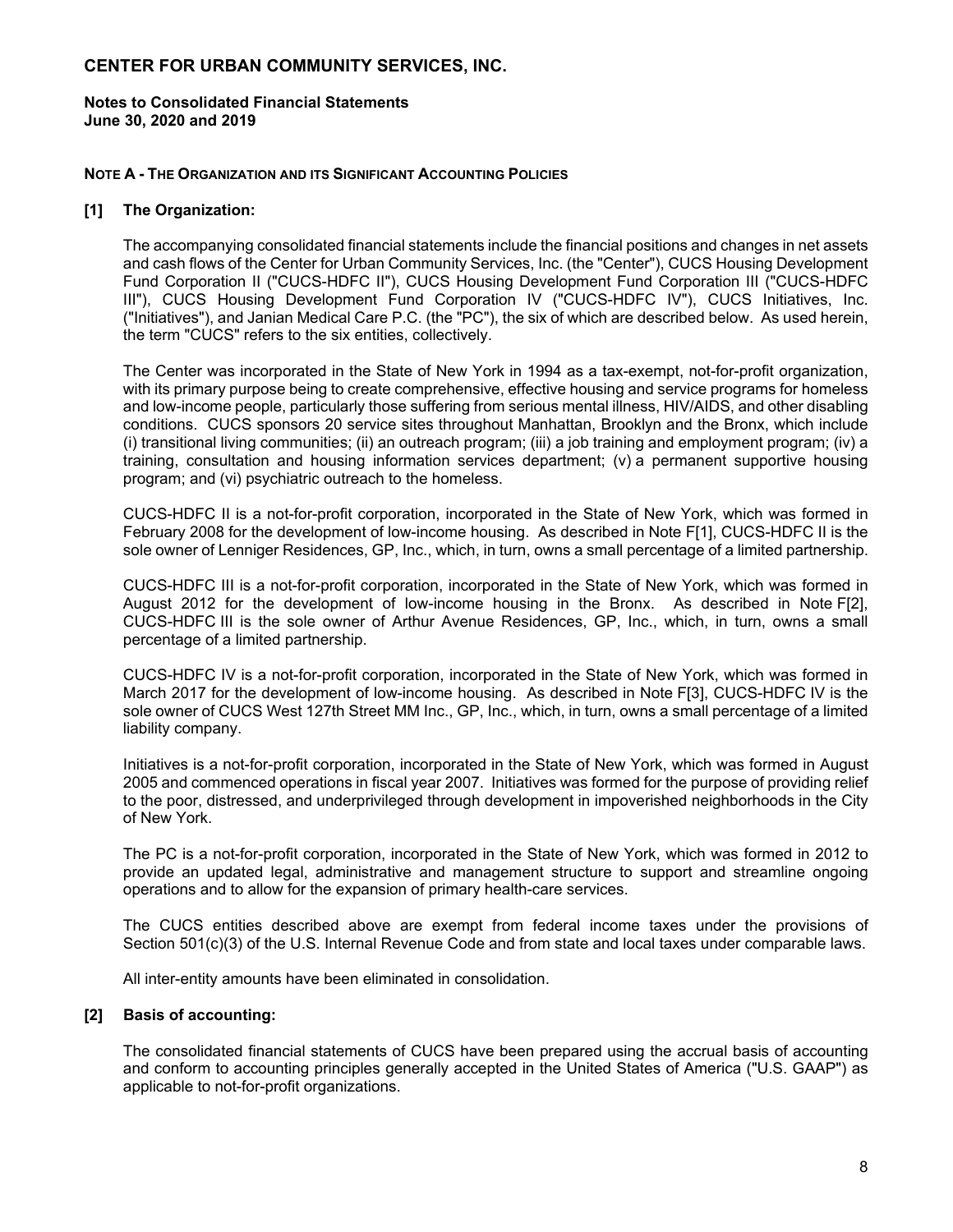# CENTER FOR URBAN COMMUNITY SERVICES, INC.

**Notes to Consolidated Financial Statements**
**June 30, 2020 and 2019**

**NOTE A - THE ORGANIZATION AND ITS SIGNIFICANT ACCOUNTING POLICIES**

**[1] The Organization:**

The accompanying consolidated financial statements include the financial positions and changes in net assets and cash flows of the Center for Urban Community Services, Inc. (the "Center"), CUCS Housing Development Fund Corporation II ("CUCS-HDFC II"), CUCS Housing Development Fund Corporation III ("CUCS-HDFC III"), CUCS Housing Development Fund Corporation IV ("CUCS-HDFC IV"), CUCS Initiatives, Inc. ("Initiatives"), and Janian Medical Care P.C. (the "PC"), the six of which are described below. As used herein, the term "CUCS" refers to the six entities, collectively.

The Center was incorporated in the State of New York in 1994 as a tax-exempt, not-for-profit organization, with its primary purpose being to create comprehensive, effective housing and service programs for homeless and low-income people, particularly those suffering from serious mental illness, HIV/AIDS, and other disabling conditions. CUCS sponsors 20 service sites throughout Manhattan, Brooklyn and the Bronx, which include (i) transitional living communities; (ii) an outreach program; (iii) a job training and employment program; (iv) a training, consultation and housing information services department; (v) a permanent supportive housing program; and (vi) psychiatric outreach to the homeless.

CUCS-HDFC II is a not-for-profit corporation, incorporated in the State of New York, which was formed in February 2008 for the development of low-income housing. As described in Note F[1], CUCS-HDFC II is the sole owner of Lenniger Residences, GP, Inc., which, in turn, owns a small percentage of a limited partnership.

CUCS-HDFC III is a not-for-profit corporation, incorporated in the State of New York, which was formed in August 2012 for the development of low-income housing in the Bronx. As described in Note F[2], CUCS-HDFC III is the sole owner of Arthur Avenue Residences, GP, Inc., which, in turn, owns a small percentage of a limited partnership.

CUCS-HDFC IV is a not-for-profit corporation, incorporated in the State of New York, which was formed in March 2017 for the development of low-income housing. As described in Note F[3], CUCS-HDFC IV is the sole owner of CUCS West 127th Street MM Inc., GP, Inc., which, in turn, owns a small percentage of a limited liability company.

Initiatives is a not-for-profit corporation, incorporated in the State of New York, which was formed in August 2005 and commenced operations in fiscal year 2007. Initiatives was formed for the purpose of providing relief to the poor, distressed, and underprivileged through development in impoverished neighborhoods in the City of New York.

The PC is a not-for-profit corporation, incorporated in the State of New York, which was formed in 2012 to provide an updated legal, administrative and management structure to support and streamline ongoing operations and to allow for the expansion of primary health-care services.

The CUCS entities described above are exempt from federal income taxes under the provisions of Section 501(c)(3) of the U.S. Internal Revenue Code and from state and local taxes under comparable laws.

All inter-entity amounts have been eliminated in consolidation.

**[2] Basis of accounting:**

The consolidated financial statements of CUCS have been prepared using the accrual basis of accounting and conform to accounting principles generally accepted in the United States of America ("U.S. GAAP") as applicable to not-for-profit organizations.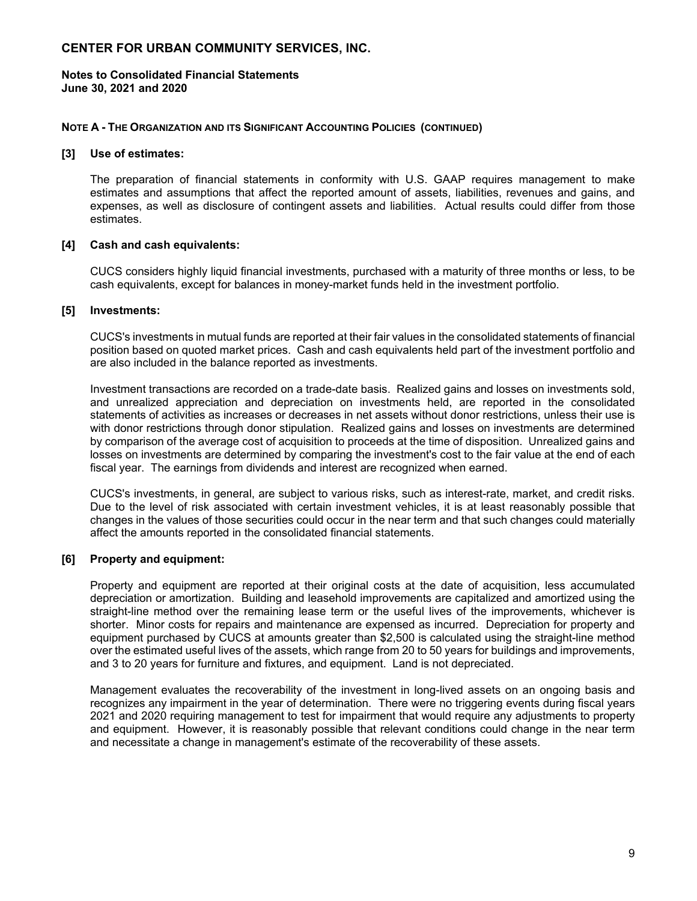# CENTER FOR URBAN COMMUNITY SERVICES, INC.

**Notes to Consolidated Financial Statements**
**June 30, 2021 and 2020**

**NOTE A - THE ORGANIZATION AND ITS SIGNIFICANT ACCOUNTING POLICIES (CONTINUED)**

**[3] Use of estimates:**

The preparation of financial statements in conformity with U.S. GAAP requires management to make estimates and assumptions that affect the reported amount of assets, liabilities, revenues and gains, and expenses, as well as disclosure of contingent assets and liabilities. Actual results could differ from those estimates.

**[4] Cash and cash equivalents:**

CUCS considers highly liquid financial investments, purchased with a maturity of three months or less, to be cash equivalents, except for balances in money-market funds held in the investment portfolio.

**[5] Investments:**

CUCS's investments in mutual funds are reported at their fair values in the consolidated statements of financial position based on quoted market prices. Cash and cash equivalents held part of the investment portfolio and are also included in the balance reported as investments.

Investment transactions are recorded on a trade-date basis. Realized gains and losses on investments sold, and unrealized appreciation and depreciation on investments held, are reported in the consolidated statements of activities as increases or decreases in net assets without donor restrictions, unless their use is with donor restrictions through donor stipulation. Realized gains and losses on investments are determined by comparison of the average cost of acquisition to proceeds at the time of disposition. Unrealized gains and losses on investments are determined by comparing the investment's cost to the fair value at the end of each fiscal year. The earnings from dividends and interest are recognized when earned.

CUCS's investments, in general, are subject to various risks, such as interest-rate, market, and credit risks. Due to the level of risk associated with certain investment vehicles, it is at least reasonably possible that changes in the values of those securities could occur in the near term and that such changes could materially affect the amounts reported in the consolidated financial statements.

**[6] Property and equipment:**

Property and equipment are reported at their original costs at the date of acquisition, less accumulated depreciation or amortization. Building and leasehold improvements are capitalized and amortized using the straight-line method over the remaining lease term or the useful lives of the improvements, whichever is shorter. Minor costs for repairs and maintenance are expensed as incurred. Depreciation for property and equipment purchased by CUCS at amounts greater than $2,500 is calculated using the straight-line method over the estimated useful lives of the assets, which range from 20 to 50 years for buildings and improvements, and 3 to 20 years for furniture and fixtures, and equipment. Land is not depreciated.

Management evaluates the recoverability of the investment in long-lived assets on an ongoing basis and recognizes any impairment in the year of determination. There were no triggering events during fiscal years 2021 and 2020 requiring management to test for impairment that would require any adjustments to property and equipment. However, it is reasonably possible that relevant conditions could change in the near term and necessitate a change in management's estimate of the recoverability of these assets.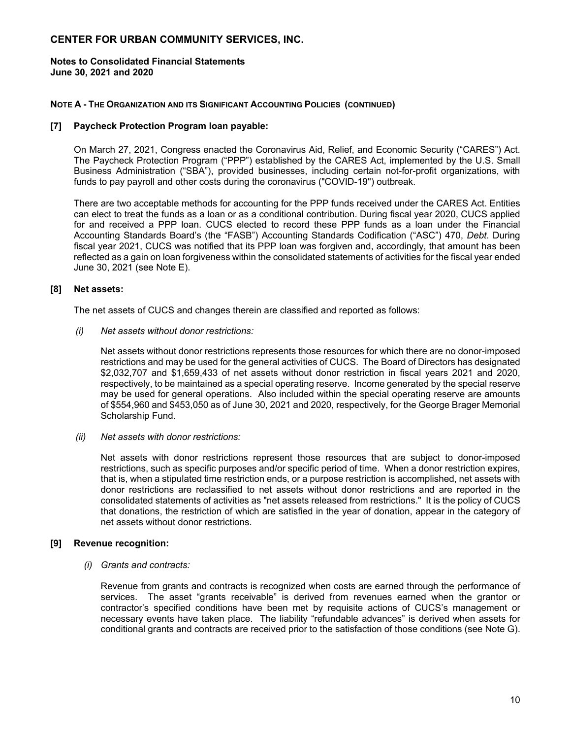**CENTER FOR URBAN COMMUNITY SERVICES, INC.**

**Notes to Consolidated Financial Statements**
**June 30, 2021 and 2020**

**NOTE A - THE ORGANIZATION AND ITS SIGNIFICANT ACCOUNTING POLICIES (CONTINUED)**

**[7] Paycheck Protection Program loan payable:**

On March 27, 2021, Congress enacted the Coronavirus Aid, Relief, and Economic Security ("CARES") Act. The Paycheck Protection Program ("PPP") established by the CARES Act, implemented by the U.S. Small Business Administration ("SBA"), provided businesses, including certain not-for-profit organizations, with funds to pay payroll and other costs during the coronavirus ("COVID-19") outbreak.

There are two acceptable methods for accounting for the PPP funds received under the CARES Act. Entities can elect to treat the funds as a loan or as a conditional contribution. During fiscal year 2020, CUCS applied for and received a PPP loan. CUCS elected to record these PPP funds as a loan under the Financial Accounting Standards Board's (the "FASB") Accounting Standards Codification ("ASC") 470, *Debt*. During fiscal year 2021, CUCS was notified that its PPP loan was forgiven and, accordingly, that amount has been reflected as a gain on loan forgiveness within the consolidated statements of activities for the fiscal year ended June 30, 2021 (see Note E).

**[8] Net assets:**

The net assets of CUCS and changes therein are classified and reported as follows:

*(i) Net assets without donor restrictions:*

Net assets without donor restrictions represents those resources for which there are no donor-imposed restrictions and may be used for the general activities of CUCS. The Board of Directors has designated $2,032,707 and $1,659,433 of net assets without donor restriction in fiscal years 2021 and 2020, respectively, to be maintained as a special operating reserve. Income generated by the special reserve may be used for general operations. Also included within the special operating reserve are amounts of $554,960 and $453,050 as of June 30, 2021 and 2020, respectively, for the George Brager Memorial Scholarship Fund.

*(ii) Net assets with donor restrictions:*

Net assets with donor restrictions represent those resources that are subject to donor-imposed restrictions, such as specific purposes and/or specific period of time. When a donor restriction expires, that is, when a stipulated time restriction ends, or a purpose restriction is accomplished, net assets with donor restrictions are reclassified to net assets without donor restrictions and are reported in the consolidated statements of activities as "net assets released from restrictions." It is the policy of CUCS that donations, the restriction of which are satisfied in the year of donation, appear in the category of net assets without donor restrictions.

**[9] Revenue recognition:**

*(i) Grants and contracts:*

Revenue from grants and contracts is recognized when costs are earned through the performance of services. The asset "grants receivable" is derived from revenues earned when the grantor or contractor's specified conditions have been met by requisite actions of CUCS's management or necessary events have taken place. The liability "refundable advances" is derived when assets for conditional grants and contracts are received prior to the satisfaction of those conditions (see Note G).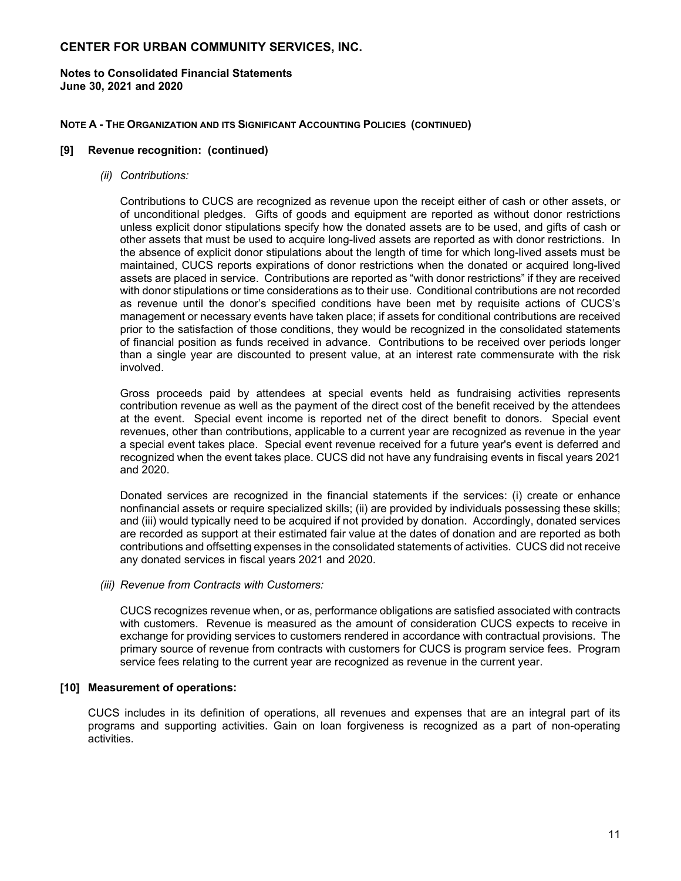# CENTER FOR URBAN COMMUNITY SERVICES, INC.

**Notes to Consolidated Financial Statements**
**June 30, 2021 and 2020**

**NOTE A - THE ORGANIZATION AND ITS SIGNIFICANT ACCOUNTING POLICIES (CONTINUED)**

**[9] Revenue recognition: (continued)**

*(ii) Contributions:*

Contributions to CUCS are recognized as revenue upon the receipt either of cash or other assets, or of unconditional pledges. Gifts of goods and equipment are reported as without donor restrictions unless explicit donor stipulations specify how the donated assets are to be used, and gifts of cash or other assets that must be used to acquire long-lived assets are reported as with donor restrictions. In the absence of explicit donor stipulations about the length of time for which long-lived assets must be maintained, CUCS reports expirations of donor restrictions when the donated or acquired long-lived assets are placed in service. Contributions are reported as "with donor restrictions" if they are received with donor stipulations or time considerations as to their use. Conditional contributions are not recorded as revenue until the donor's specified conditions have been met by requisite actions of CUCS's management or necessary events have taken place; if assets for conditional contributions are received prior to the satisfaction of those conditions, they would be recognized in the consolidated statements of financial position as funds received in advance. Contributions to be received over periods longer than a single year are discounted to present value, at an interest rate commensurate with the risk involved.

Gross proceeds paid by attendees at special events held as fundraising activities represents contribution revenue as well as the payment of the direct cost of the benefit received by the attendees at the event. Special event income is reported net of the direct benefit to donors. Special event revenues, other than contributions, applicable to a current year are recognized as revenue in the year a special event takes place. Special event revenue received for a future year's event is deferred and recognized when the event takes place. CUCS did not have any fundraising events in fiscal years 2021 and 2020.

Donated services are recognized in the financial statements if the services: (i) create or enhance nonfinancial assets or require specialized skills; (ii) are provided by individuals possessing these skills; and (iii) would typically need to be acquired if not provided by donation. Accordingly, donated services are recorded as support at their estimated fair value at the dates of donation and are reported as both contributions and offsetting expenses in the consolidated statements of activities. CUCS did not receive any donated services in fiscal years 2021 and 2020.

*(iii) Revenue from Contracts with Customers:*

CUCS recognizes revenue when, or as, performance obligations are satisfied associated with contracts with customers. Revenue is measured as the amount of consideration CUCS expects to receive in exchange for providing services to customers rendered in accordance with contractual provisions. The primary source of revenue from contracts with customers for CUCS is program service fees. Program service fees relating to the current year are recognized as revenue in the current year.

**[10] Measurement of operations:**

CUCS includes in its definition of operations, all revenues and expenses that are an integral part of its programs and supporting activities. Gain on loan forgiveness is recognized as a part of non-operating activities.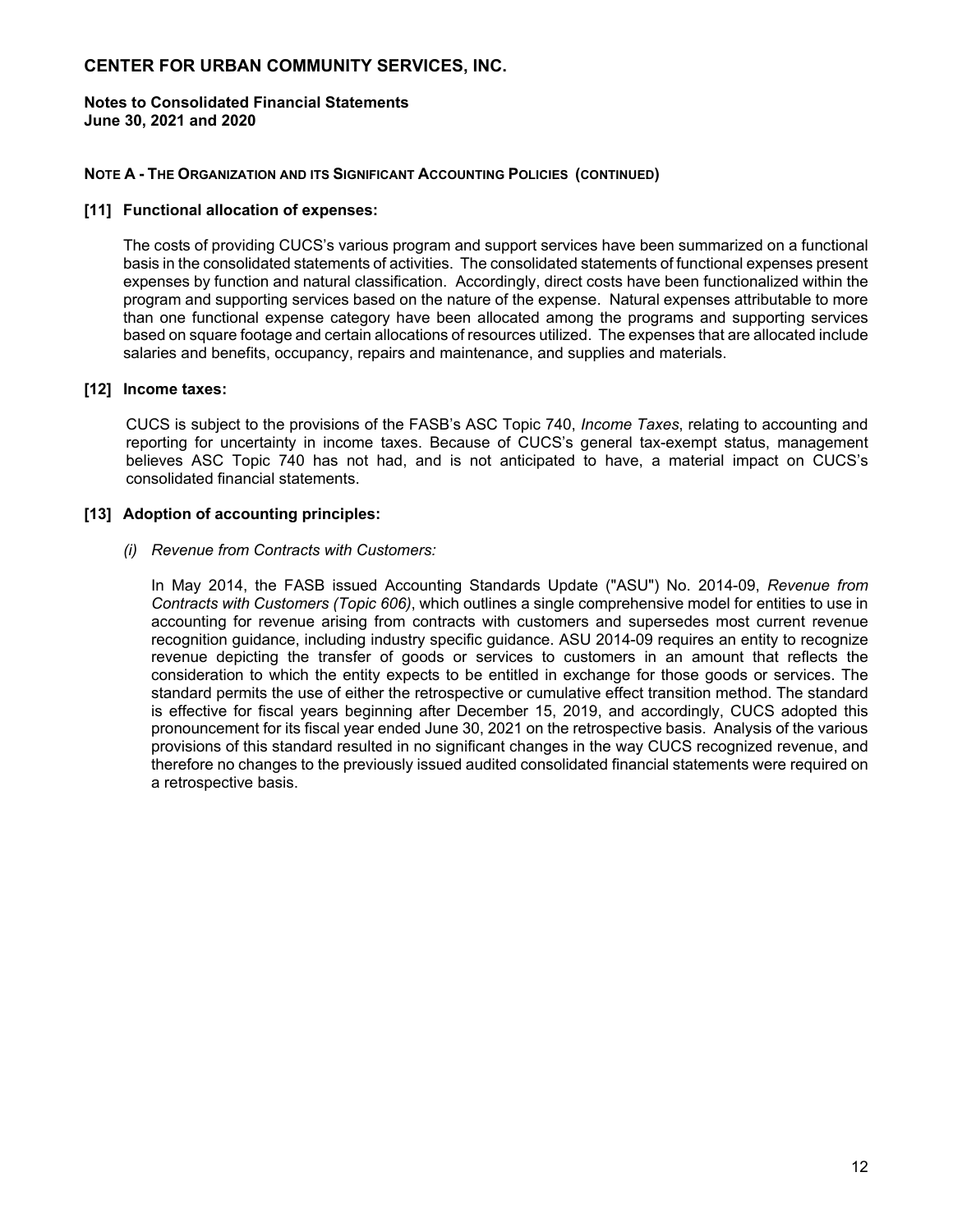# CENTER FOR URBAN COMMUNITY SERVICES, INC.

**Notes to Consolidated Financial Statements**
**June 30, 2021 and 2020**

**NOTE A - THE ORGANIZATION AND ITS SIGNIFICANT ACCOUNTING POLICIES (CONTINUED)**

### [11] Functional allocation of expenses:

The costs of providing CUCS's various program and support services have been summarized on a functional basis in the consolidated statements of activities. The consolidated statements of functional expenses present expenses by function and natural classification. Accordingly, direct costs have been functionalized within the program and supporting services based on the nature of the expense. Natural expenses attributable to more than one functional expense category have been allocated among the programs and supporting services based on square footage and certain allocations of resources utilized. The expenses that are allocated include salaries and benefits, occupancy, repairs and maintenance, and supplies and materials.

### [12] Income taxes:

CUCS is subject to the provisions of the FASB's ASC Topic 740, *Income Taxes*, relating to accounting and reporting for uncertainty in income taxes. Because of CUCS's general tax-exempt status, management believes ASC Topic 740 has not had, and is not anticipated to have, a material impact on CUCS's consolidated financial statements.

### [13] Adoption of accounting principles:

*(i) Revenue from Contracts with Customers:*

In May 2014, the FASB issued Accounting Standards Update ("ASU") No. 2014-09, *Revenue from Contracts with Customers (Topic 606)*, which outlines a single comprehensive model for entities to use in accounting for revenue arising from contracts with customers and supersedes most current revenue recognition guidance, including industry specific guidance. ASU 2014-09 requires an entity to recognize revenue depicting the transfer of goods or services to customers in an amount that reflects the consideration to which the entity expects to be entitled in exchange for those goods or services. The standard permits the use of either the retrospective or cumulative effect transition method. The standard is effective for fiscal years beginning after December 15, 2019, and accordingly, CUCS adopted this pronouncement for its fiscal year ended June 30, 2021 on the retrospective basis. Analysis of the various provisions of this standard resulted in no significant changes in the way CUCS recognized revenue, and therefore no changes to the previously issued audited consolidated financial statements were required on a retrospective basis.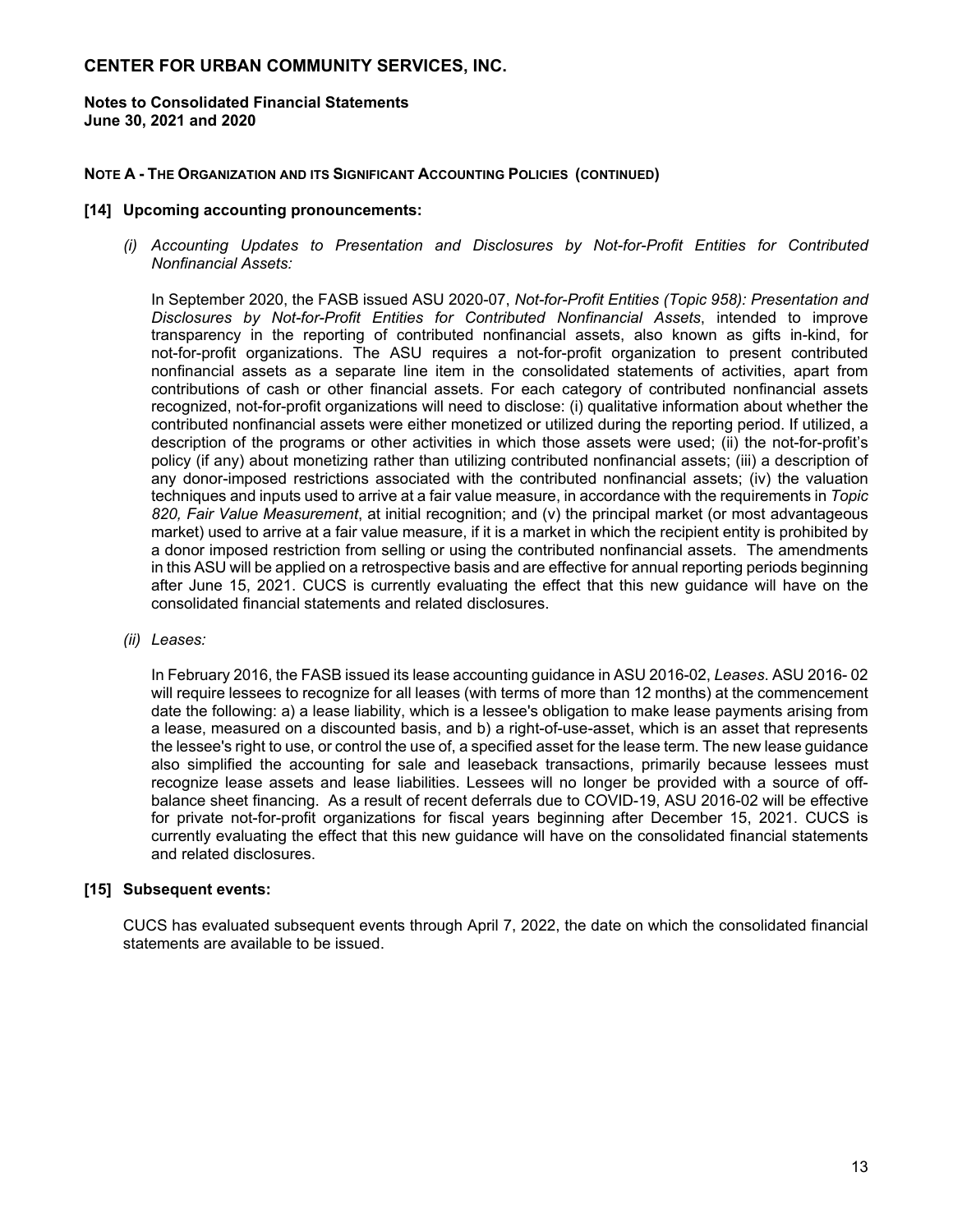# CENTER FOR URBAN COMMUNITY SERVICES, INC.

**Notes to Consolidated Financial Statements**
**June 30, 2021 and 2020**

**NOTE A - THE ORGANIZATION AND ITS SIGNIFICANT ACCOUNTING POLICIES (CONTINUED)**

### [14] Upcoming accounting pronouncements:

*(i) Accounting Updates to Presentation and Disclosures by Not-for-Profit Entities for Contributed Nonfinancial Assets:*

In September 2020, the FASB issued ASU 2020-07, *Not-for-Profit Entities (Topic 958): Presentation and Disclosures by Not-for-Profit Entities for Contributed Nonfinancial Assets*, intended to improve transparency in the reporting of contributed nonfinancial assets, also known as gifts in-kind, for not-for-profit organizations. The ASU requires a not-for-profit organization to present contributed nonfinancial assets as a separate line item in the consolidated statements of activities, apart from contributions of cash or other financial assets. For each category of contributed nonfinancial assets recognized, not-for-profit organizations will need to disclose: (i) qualitative information about whether the contributed nonfinancial assets were either monetized or utilized during the reporting period. If utilized, a description of the programs or other activities in which those assets were used; (ii) the not-for-profit's policy (if any) about monetizing rather than utilizing contributed nonfinancial assets; (iii) a description of any donor-imposed restrictions associated with the contributed nonfinancial assets; (iv) the valuation techniques and inputs used to arrive at a fair value measure, in accordance with the requirements in *Topic 820, Fair Value Measurement*, at initial recognition; and (v) the principal market (or most advantageous market) used to arrive at a fair value measure, if it is a market in which the recipient entity is prohibited by a donor imposed restriction from selling or using the contributed nonfinancial assets. The amendments in this ASU will be applied on a retrospective basis and are effective for annual reporting periods beginning after June 15, 2021. CUCS is currently evaluating the effect that this new guidance will have on the consolidated financial statements and related disclosures.

*(ii) Leases:*

In February 2016, the FASB issued its lease accounting guidance in ASU 2016-02, *Leases*. ASU 2016- 02 will require lessees to recognize for all leases (with terms of more than 12 months) at the commencement date the following: a) a lease liability, which is a lessee's obligation to make lease payments arising from a lease, measured on a discounted basis, and b) a right-of-use-asset, which is an asset that represents the lessee's right to use, or control the use of, a specified asset for the lease term. The new lease guidance also simplified the accounting for sale and leaseback transactions, primarily because lessees must recognize lease assets and lease liabilities. Lessees will no longer be provided with a source of off-balance sheet financing. As a result of recent deferrals due to COVID-19, ASU 2016-02 will be effective for private not-for-profit organizations for fiscal years beginning after December 15, 2021. CUCS is currently evaluating the effect that this new guidance will have on the consolidated financial statements and related disclosures.

### [15] Subsequent events:

CUCS has evaluated subsequent events through April 7, 2022, the date on which the consolidated financial statements are available to be issued.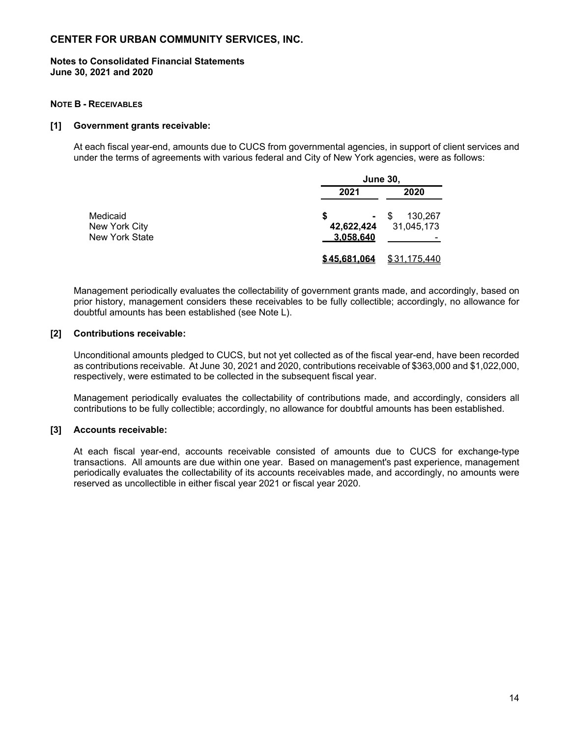# CENTER FOR URBAN COMMUNITY SERVICES, INC.

**Notes to Consolidated Financial Statements**
**June 30, 2021 and 2020**

**NOTE B - RECEIVABLES**

**[1] Government grants receivable:**

At each fiscal year-end, amounts due to CUCS from governmental agencies, in support of client services and under the terms of agreements with various federal and City of New York agencies, were as follows:

| | June 30, | |
|---|---|---|
| | **2021** | **2020** |
| Medicaid | **$ -** | $ 130,267 |
| New York City | **42,622,424** | 31,045,173 |
| New York State | **3,058,640** | - |
| | **$ 45,681,064** | $ 31,175,440 |

Management periodically evaluates the collectability of government grants made, and accordingly, based on prior history, management considers these receivables to be fully collectible; accordingly, no allowance for doubtful amounts has been established (see Note L).

**[2] Contributions receivable:**

Unconditional amounts pledged to CUCS, but not yet collected as of the fiscal year-end, have been recorded as contributions receivable. At June 30, 2021 and 2020, contributions receivable of $363,000 and $1,022,000, respectively, were estimated to be collected in the subsequent fiscal year.

Management periodically evaluates the collectability of contributions made, and accordingly, considers all contributions to be fully collectible; accordingly, no allowance for doubtful amounts has been established.

**[3] Accounts receivable:**

At each fiscal year-end, accounts receivable consisted of amounts due to CUCS for exchange-type transactions. All amounts are due within one year. Based on management's past experience, management periodically evaluates the collectability of its accounts receivables made, and accordingly, no amounts were reserved as uncollectible in either fiscal year 2021 or fiscal year 2020.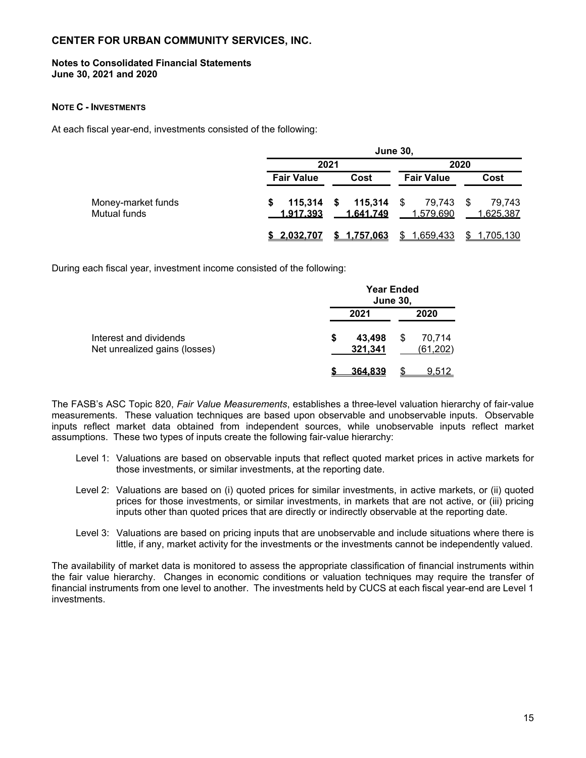**CENTER FOR URBAN COMMUNITY SERVICES, INC.**

**Notes to Consolidated Financial Statements**
**June 30, 2021 and 2020**

**NOTE C - INVESTMENTS**

At each fiscal year-end, investments consisted of the following:

| | June 30, | | | |
|---|---|---|---|---|
| | 2021 | | 2020 | |
| | Fair Value | Cost | Fair Value | Cost |
| Money-market funds | $ 115,314 | $ 115,314 | $ 79,743 | $ 79,743 |
| Mutual funds | 1,917,393 | 1,641,749 | 1,579,690 | 1,625,387 |
| | $ 2,032,707 | $ 1,757,063 | $ 1,659,433 | $ 1,705,130 |

During each fiscal year, investment income consisted of the following:

| | Year Ended June 30, | |
|---|---|---|
| | 2021 | 2020 |
| Interest and dividends | $ 43,498 | $ 70,714 |
| Net unrealized gains (losses) | 321,341 | (61,202) |
| | $ 364,839 | $ 9,512 |

The FASB's ASC Topic 820, *Fair Value Measurements*, establishes a three-level valuation hierarchy of fair-value measurements. These valuation techniques are based upon observable and unobservable inputs. Observable inputs reflect market data obtained from independent sources, while unobservable inputs reflect market assumptions. These two types of inputs create the following fair-value hierarchy:

Level 1: Valuations are based on observable inputs that reflect quoted market prices in active markets for those investments, or similar investments, at the reporting date.

Level 2: Valuations are based on (i) quoted prices for similar investments, in active markets, or (ii) quoted prices for those investments, or similar investments, in markets that are not active, or (iii) pricing inputs other than quoted prices that are directly or indirectly observable at the reporting date.

Level 3: Valuations are based on pricing inputs that are unobservable and include situations where there is little, if any, market activity for the investments or the investments cannot be independently valued.

The availability of market data is monitored to assess the appropriate classification of financial instruments within the fair value hierarchy. Changes in economic conditions or valuation techniques may require the transfer of financial instruments from one level to another. The investments held by CUCS at each fiscal year-end are Level 1 investments.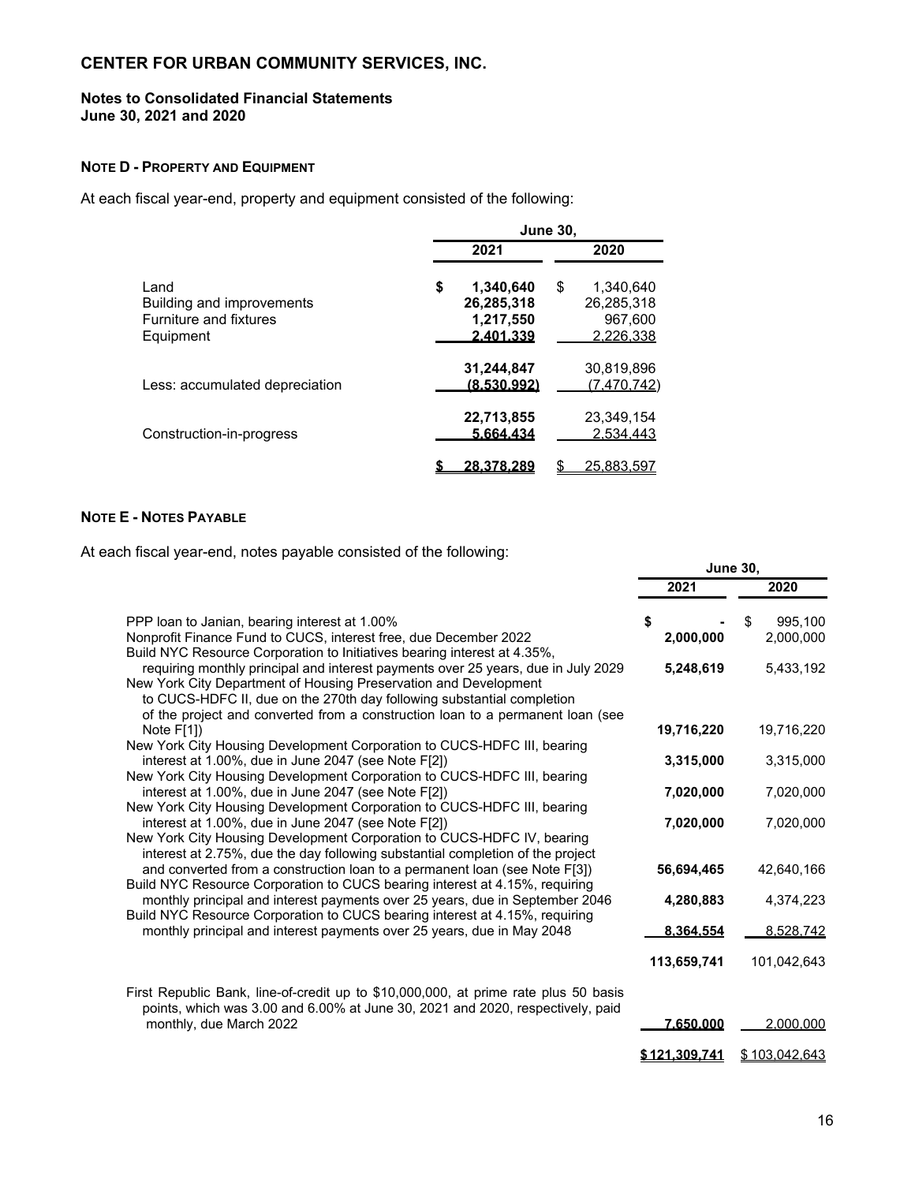## CENTER FOR URBAN COMMUNITY SERVICES, INC.

**Notes to Consolidated Financial Statements**
**June 30, 2021 and 2020**

**NOTE D - PROPERTY AND EQUIPMENT**

At each fiscal year-end, property and equipment consisted of the following:

| | June 30, 2021 | June 30, 2020 |
|---|---|---|
| Land | **$ 1,340,640** | $ 1,340,640 |
| Building and improvements | **26,285,318** | 26,285,318 |
| Furniture and fixtures | **1,217,550** | 967,600 |
| Equipment | **2,401,339** | 2,226,338 |
| | **31,244,847** | 30,819,896 |
| Less: accumulated depreciation | **(8,530,992)** | (7,470,742) |
| | **22,713,855** | 23,349,154 |
| Construction-in-progress | **5,664,434** | 2,534,443 |
| | **$ 28,378,289** | $ 25,883,597 |

**NOTE E - NOTES PAYABLE**

At each fiscal year-end, notes payable consisted of the following:

| | June 30, 2021 | June 30, 2020 |
|---|---|---|
| PPP loan to Janian, bearing interest at 1.00% | **$ -** | $ 995,100 |
| Nonprofit Finance Fund to CUCS, interest free, due December 2022 | **2,000,000** | 2,000,000 |
| Build NYC Resource Corporation to Initiatives bearing interest at 4.35%, requiring monthly principal and interest payments over 25 years, due in July 2029 | **5,248,619** | 5,433,192 |
| New York City Department of Housing Preservation and Development to CUCS-HDFC II, due on the 270th day following substantial completion of the project and converted from a construction loan to a permanent loan (see Note F[1]) | **19,716,220** | 19,716,220 |
| New York City Housing Development Corporation to CUCS-HDFC III, bearing interest at 1.00%, due in June 2047 (see Note F[2]) | **3,315,000** | 3,315,000 |
| New York City Housing Development Corporation to CUCS-HDFC III, bearing interest at 1.00%, due in June 2047 (see Note F[2]) | **7,020,000** | 7,020,000 |
| New York City Housing Development Corporation to CUCS-HDFC III, bearing interest at 1.00%, due in June 2047 (see Note F[2]) | **7,020,000** | 7,020,000 |
| New York City Housing Development Corporation to CUCS-HDFC IV, bearing interest at 2.75%, due the day following substantial completion of the project and converted from a construction loan to a permanent loan (see Note F[3]) | **56,694,465** | 42,640,166 |
| Build NYC Resource Corporation to CUCS bearing interest at 4.15%, requiring monthly principal and interest payments over 25 years, due in September 2046 | **4,280,883** | 4,374,223 |
| Build NYC Resource Corporation to CUCS bearing interest at 4.15%, requiring monthly principal and interest payments over 25 years, due in May 2048 | **8,364,554** | 8,528,742 |
| | **113,659,741** | 101,042,643 |
| First Republic Bank, line-of-credit up to $10,000,000, at prime rate plus 50 basis points, which was 3.00 and 6.00% at June 30, 2021 and 2020, respectively, paid monthly, due March 2022 | **7,650,000** | 2,000,000 |
| | **$ 121,309,741** | $ 103,042,643 |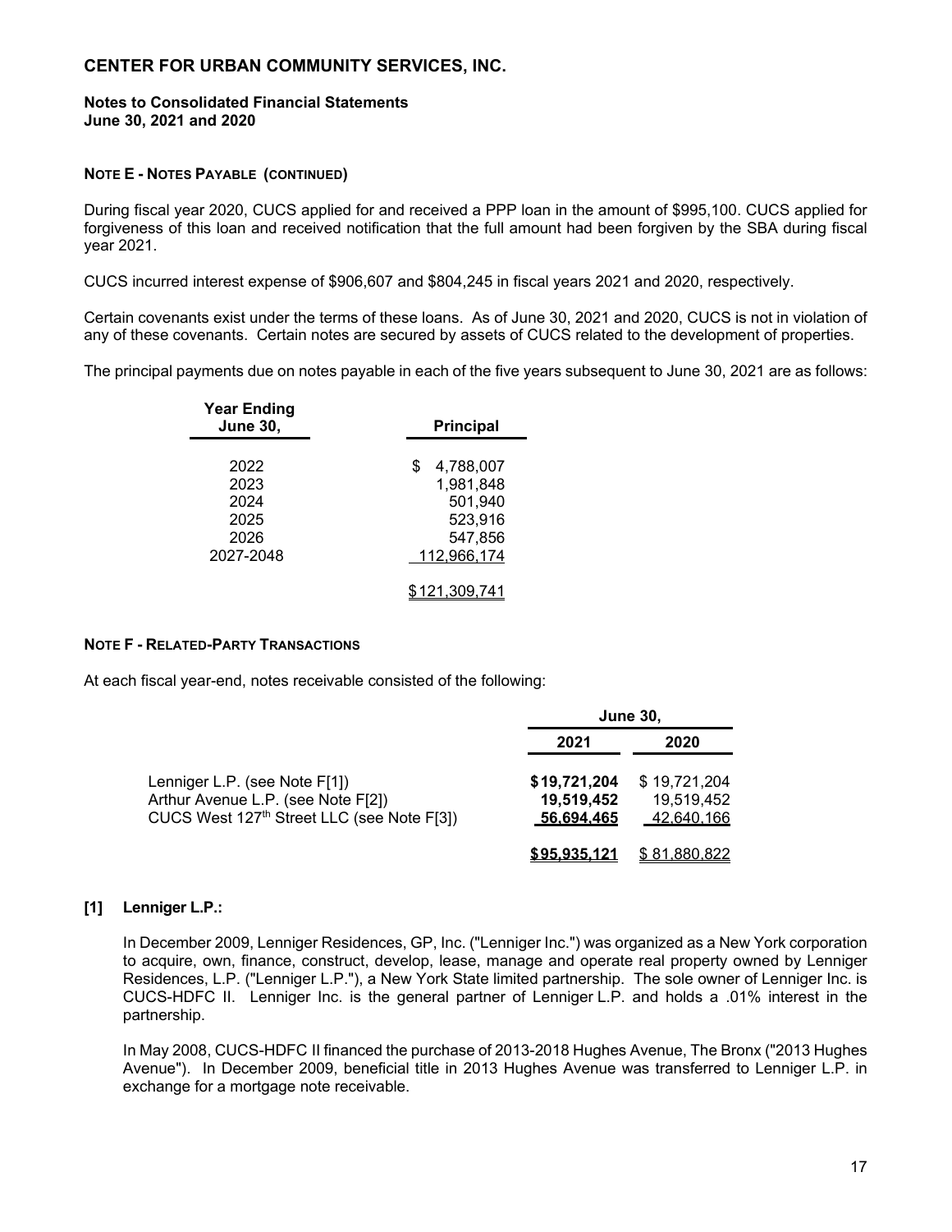# CENTER FOR URBAN COMMUNITY SERVICES, INC.

**Notes to Consolidated Financial Statements**
**June 30, 2021 and 2020**

**NOTE E - NOTES PAYABLE (CONTINUED)**

During fiscal year 2020, CUCS applied for and received a PPP loan in the amount of $995,100. CUCS applied for forgiveness of this loan and received notification that the full amount had been forgiven by the SBA during fiscal year 2021.

CUCS incurred interest expense of $906,607 and $804,245 in fiscal years 2021 and 2020, respectively.

Certain covenants exist under the terms of these loans. As of June 30, 2021 and 2020, CUCS is not in violation of any of these covenants. Certain notes are secured by assets of CUCS related to the development of properties.

The principal payments due on notes payable in each of the five years subsequent to June 30, 2021 are as follows:

| Year Ending June 30, | Principal |
|---|---|
| 2022 | $ 4,788,007 |
| 2023 | 1,981,848 |
| 2024 | 501,940 |
| 2025 | 523,916 |
| 2026 | 547,856 |
| 2027-2048 | 112,966,174 |
| | $121,309,741 |

**NOTE F - RELATED-PARTY TRANSACTIONS**

At each fiscal year-end, notes receivable consisted of the following:

| | June 30, | |
|---|---|---|
| | **2021** | **2020** |
| Lenniger L.P. (see Note F[1]) | **$19,721,204** | $ 19,721,204 |
| Arthur Avenue L.P. (see Note F[2]) | **19,519,452** | 19,519,452 |
| CUCS West 127th Street LLC (see Note F[3]) | **56,694,465** | 42,640,166 |
| | **$95,935,121** | $ 81,880,822 |

**[1] Lenniger L.P.:**

In December 2009, Lenniger Residences, GP, Inc. ("Lenniger Inc.") was organized as a New York corporation to acquire, own, finance, construct, develop, lease, manage and operate real property owned by Lenniger Residences, L.P. ("Lenniger L.P."), a New York State limited partnership. The sole owner of Lenniger Inc. is CUCS-HDFC II. Lenniger Inc. is the general partner of Lenniger L.P. and holds a .01% interest in the partnership.

In May 2008, CUCS-HDFC II financed the purchase of 2013-2018 Hughes Avenue, The Bronx ("2013 Hughes Avenue"). In December 2009, beneficial title in 2013 Hughes Avenue was transferred to Lenniger L.P. in exchange for a mortgage note receivable.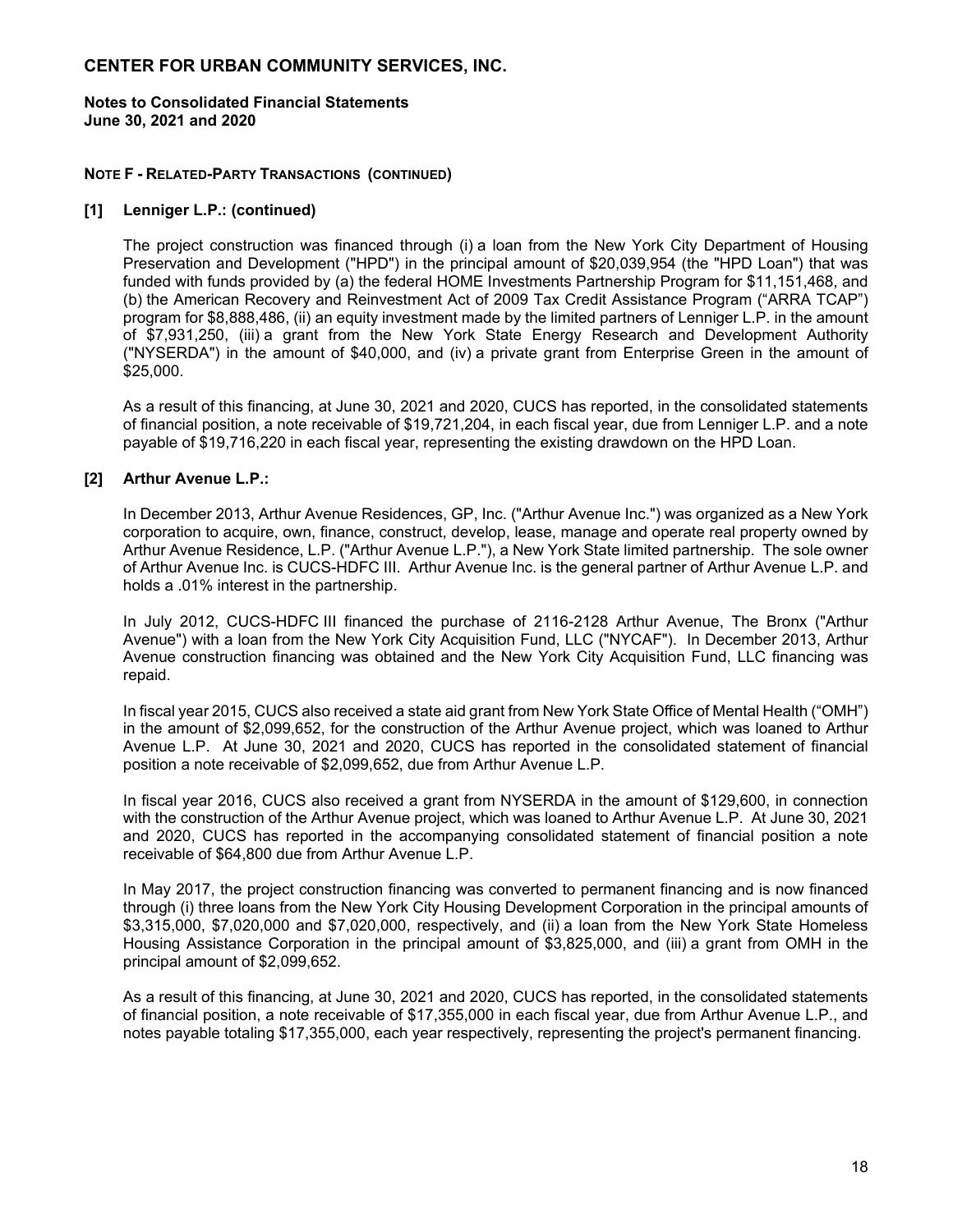# CENTER FOR URBAN COMMUNITY SERVICES, INC.

**Notes to Consolidated Financial Statements**
**June 30, 2021 and 2020**

## NOTE F - RELATED-PARTY TRANSACTIONS (CONTINUED)

### [1] Lenniger L.P.: (continued)

The project construction was financed through (i) a loan from the New York City Department of Housing Preservation and Development ("HPD") in the principal amount of $20,039,954 (the "HPD Loan") that was funded with funds provided by (a) the federal HOME Investments Partnership Program for $11,151,468, and (b) the American Recovery and Reinvestment Act of 2009 Tax Credit Assistance Program ("ARRA TCAP") program for $8,888,486, (ii) an equity investment made by the limited partners of Lenniger L.P. in the amount of $7,931,250, (iii) a grant from the New York State Energy Research and Development Authority ("NYSERDA") in the amount of $40,000, and (iv) a private grant from Enterprise Green in the amount of $25,000.

As a result of this financing, at June 30, 2021 and 2020, CUCS has reported, in the consolidated statements of financial position, a note receivable of $19,721,204, in each fiscal year, due from Lenniger L.P. and a note payable of $19,716,220 in each fiscal year, representing the existing drawdown on the HPD Loan.

### [2] Arthur Avenue L.P.:

In December 2013, Arthur Avenue Residences, GP, Inc. ("Arthur Avenue Inc.") was organized as a New York corporation to acquire, own, finance, construct, develop, lease, manage and operate real property owned by Arthur Avenue Residence, L.P. ("Arthur Avenue L.P."), a New York State limited partnership. The sole owner of Arthur Avenue Inc. is CUCS-HDFC III. Arthur Avenue Inc. is the general partner of Arthur Avenue L.P. and holds a .01% interest in the partnership.

In July 2012, CUCS-HDFC III financed the purchase of 2116-2128 Arthur Avenue, The Bronx ("Arthur Avenue") with a loan from the New York City Acquisition Fund, LLC ("NYCAF"). In December 2013, Arthur Avenue construction financing was obtained and the New York City Acquisition Fund, LLC financing was repaid.

In fiscal year 2015, CUCS also received a state aid grant from New York State Office of Mental Health ("OMH") in the amount of $2,099,652, for the construction of the Arthur Avenue project, which was loaned to Arthur Avenue L.P. At June 30, 2021 and 2020, CUCS has reported in the consolidated statement of financial position a note receivable of $2,099,652, due from Arthur Avenue L.P.

In fiscal year 2016, CUCS also received a grant from NYSERDA in the amount of $129,600, in connection with the construction of the Arthur Avenue project, which was loaned to Arthur Avenue L.P. At June 30, 2021 and 2020, CUCS has reported in the accompanying consolidated statement of financial position a note receivable of $64,800 due from Arthur Avenue L.P.

In May 2017, the project construction financing was converted to permanent financing and is now financed through (i) three loans from the New York City Housing Development Corporation in the principal amounts of $3,315,000, $7,020,000 and $7,020,000, respectively, and (ii) a loan from the New York State Homeless Housing Assistance Corporation in the principal amount of $3,825,000, and (iii) a grant from OMH in the principal amount of $2,099,652.

As a result of this financing, at June 30, 2021 and 2020, CUCS has reported, in the consolidated statements of financial position, a note receivable of $17,355,000 in each fiscal year, due from Arthur Avenue L.P., and notes payable totaling $17,355,000, each year respectively, representing the project's permanent financing.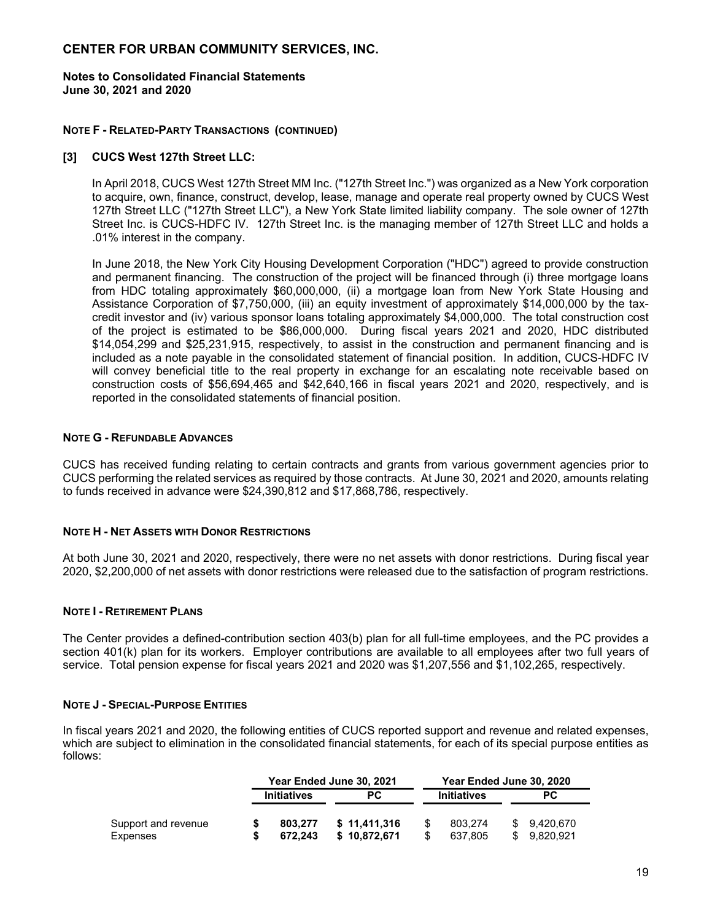**CENTER FOR URBAN COMMUNITY SERVICES, INC.**

**Notes to Consolidated Financial Statements**
**June 30, 2021 and 2020**

**NOTE F - RELATED-PARTY TRANSACTIONS (CONTINUED)**

**[3] CUCS West 127th Street LLC:**

In April 2018, CUCS West 127th Street MM Inc. ("127th Street Inc.") was organized as a New York corporation to acquire, own, finance, construct, develop, lease, manage and operate real property owned by CUCS West 127th Street LLC ("127th Street LLC"), a New York State limited liability company. The sole owner of 127th Street Inc. is CUCS-HDFC IV. 127th Street Inc. is the managing member of 127th Street LLC and holds a .01% interest in the company.

In June 2018, the New York City Housing Development Corporation ("HDC") agreed to provide construction and permanent financing. The construction of the project will be financed through (i) three mortgage loans from HDC totaling approximately $60,000,000, (ii) a mortgage loan from New York State Housing and Assistance Corporation of $7,750,000, (iii) an equity investment of approximately $14,000,000 by the tax-credit investor and (iv) various sponsor loans totaling approximately $4,000,000. The total construction cost of the project is estimated to be $86,000,000. During fiscal years 2021 and 2020, HDC distributed $14,054,299 and $25,231,915, respectively, to assist in the construction and permanent financing and is included as a note payable in the consolidated statement of financial position. In addition, CUCS-HDFC IV will convey beneficial title to the real property in exchange for an escalating note receivable based on construction costs of $56,694,465 and $42,640,166 in fiscal years 2021 and 2020, respectively, and is reported in the consolidated statements of financial position.

**NOTE G - REFUNDABLE ADVANCES**

CUCS has received funding relating to certain contracts and grants from various government agencies prior to CUCS performing the related services as required by those contracts. At June 30, 2021 and 2020, amounts relating to funds received in advance were $24,390,812 and $17,868,786, respectively.

**NOTE H - NET ASSETS WITH DONOR RESTRICTIONS**

At both June 30, 2021 and 2020, respectively, there were no net assets with donor restrictions. During fiscal year 2020, $2,200,000 of net assets with donor restrictions were released due to the satisfaction of program restrictions.

**NOTE I - RETIREMENT PLANS**

The Center provides a defined-contribution section 403(b) plan for all full-time employees, and the PC provides a section 401(k) plan for its workers. Employer contributions are available to all employees after two full years of service. Total pension expense for fiscal years 2021 and 2020 was $1,207,556 and $1,102,265, respectively.

**NOTE J - SPECIAL-PURPOSE ENTITIES**

In fiscal years 2021 and 2020, the following entities of CUCS reported support and revenue and related expenses, which are subject to elimination in the consolidated financial statements, for each of its special purpose entities as follows:

| | Year Ended June 30, 2021 | | Year Ended June 30, 2020 | |
|---|---|---|---|---|
| | Initiatives | PC | Initiatives | PC |
| Support and revenue | $ 803,277 | $ 11,411,316 | $ 803,274 | $ 9,420,670 |
| Expenses | $ 672,243 | $ 10,872,671 | $ 637,805 | $ 9,820,921 |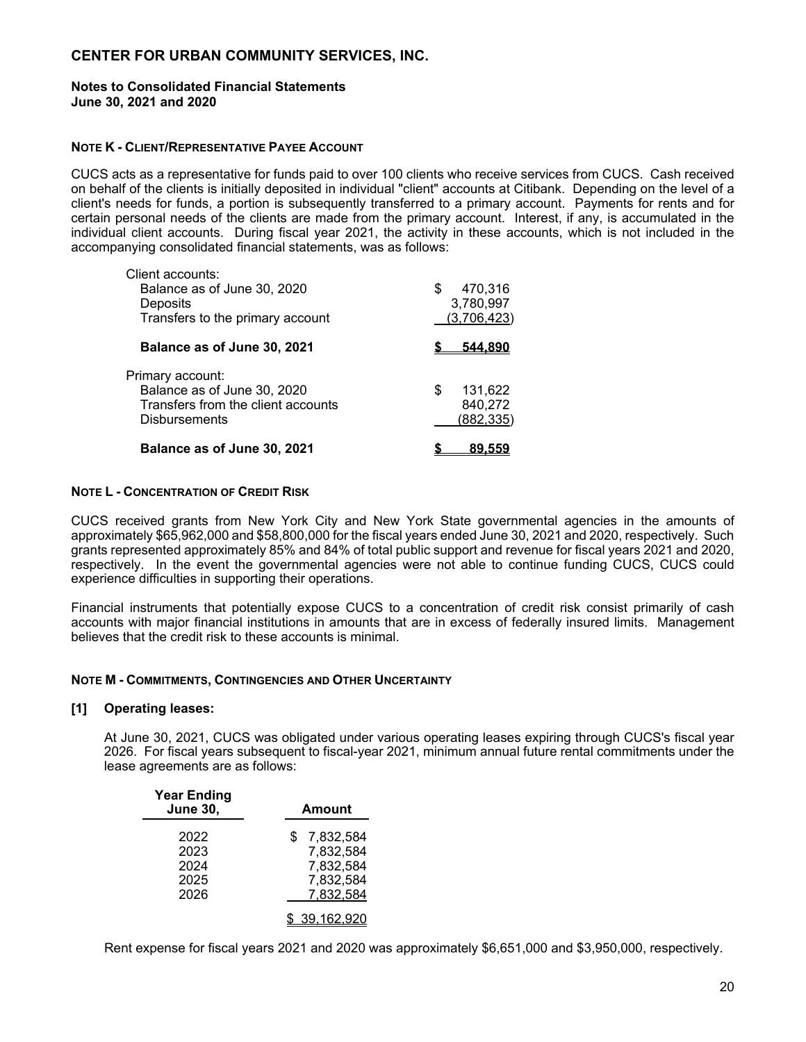## CENTER FOR URBAN COMMUNITY SERVICES, INC.

**Notes to Consolidated Financial Statements**
**June 30, 2021 and 2020**

### NOTE K - CLIENT/REPRESENTATIVE PAYEE ACCOUNT

CUCS acts as a representative for funds paid to over 100 clients who receive services from CUCS. Cash received on behalf of the clients is initially deposited in individual "client" accounts at Citibank. Depending on the level of a client's needs for funds, a portion is subsequently transferred to a primary account. Payments for rents and for certain personal needs of the clients are made from the primary account. Interest, if any, is accumulated in the individual client accounts. During fiscal year 2021, the activity in these accounts, which is not included in the accompanying consolidated financial statements, was as follows:

| | |
|---|---|
| Client accounts: | |
| Balance as of June 30, 2020 | $ 470,316 |
| Deposits | 3,780,997 |
| Transfers to the primary account | (3,706,423) |
| **Balance as of June 30, 2021** | **$ 544,890** |
| Primary account: | |
| Balance as of June 30, 2020 | $ 131,622 |
| Transfers from the client accounts | 840,272 |
| Disbursements | (882,335) |
| **Balance as of June 30, 2021** | **$ 89,559** |

### NOTE L - CONCENTRATION OF CREDIT RISK

CUCS received grants from New York City and New York State governmental agencies in the amounts of approximately $65,962,000 and $58,800,000 for the fiscal years ended June 30, 2021 and 2020, respectively. Such grants represented approximately 85% and 84% of total public support and revenue for fiscal years 2021 and 2020, respectively. In the event the governmental agencies were not able to continue funding CUCS, CUCS could experience difficulties in supporting their operations.

Financial instruments that potentially expose CUCS to a concentration of credit risk consist primarily of cash accounts with major financial institutions in amounts that are in excess of federally insured limits. Management believes that the credit risk to these accounts is minimal.

### NOTE M - COMMITMENTS, CONTINGENCIES AND OTHER UNCERTAINTY

**[1] Operating leases:**

At June 30, 2021, CUCS was obligated under various operating leases expiring through CUCS's fiscal year 2026. For fiscal years subsequent to fiscal-year 2021, minimum annual future rental commitments under the lease agreements are as follows:

| Year Ending June 30, | Amount |
|---|---|
| 2022 | $ 7,832,584 |
| 2023 | 7,832,584 |
| 2024 | 7,832,584 |
| 2025 | 7,832,584 |
| 2026 | 7,832,584 |
| | $ 39,162,920 |

Rent expense for fiscal years 2021 and 2020 was approximately $6,651,000 and $3,950,000, respectively.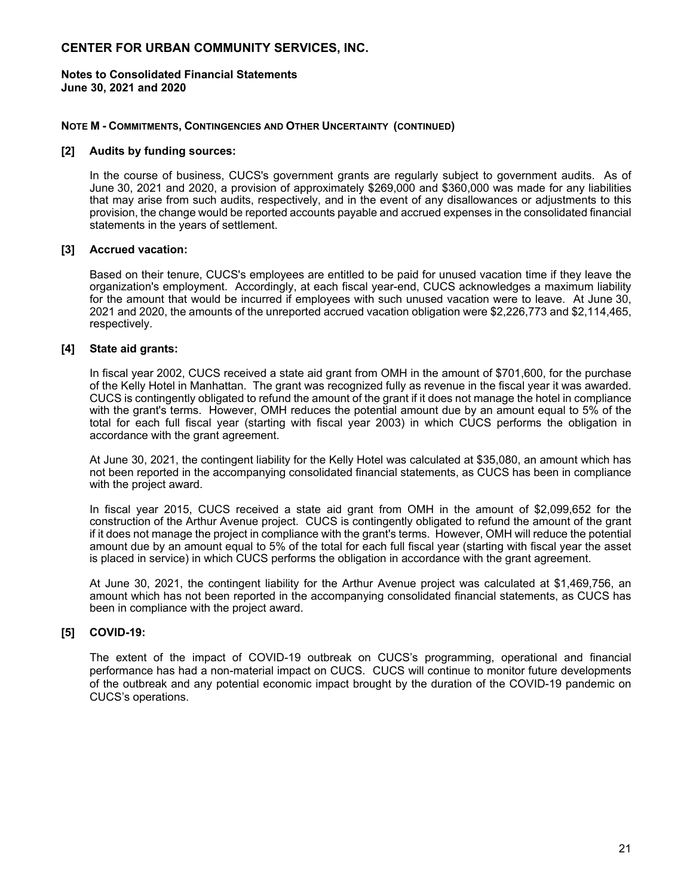# CENTER FOR URBAN COMMUNITY SERVICES, INC.

**Notes to Consolidated Financial Statements**
**June 30, 2021 and 2020**

**NOTE M - COMMITMENTS, CONTINGENCIES AND OTHER UNCERTAINTY (CONTINUED)**

**[2] Audits by funding sources:**

In the course of business, CUCS's government grants are regularly subject to government audits. As of June 30, 2021 and 2020, a provision of approximately $269,000 and $360,000 was made for any liabilities that may arise from such audits, respectively, and in the event of any disallowances or adjustments to this provision, the change would be reported accounts payable and accrued expenses in the consolidated financial statements in the years of settlement.

**[3] Accrued vacation:**

Based on their tenure, CUCS's employees are entitled to be paid for unused vacation time if they leave the organization's employment. Accordingly, at each fiscal year-end, CUCS acknowledges a maximum liability for the amount that would be incurred if employees with such unused vacation were to leave. At June 30, 2021 and 2020, the amounts of the unreported accrued vacation obligation were $2,226,773 and $2,114,465, respectively.

**[4] State aid grants:**

In fiscal year 2002, CUCS received a state aid grant from OMH in the amount of $701,600, for the purchase of the Kelly Hotel in Manhattan. The grant was recognized fully as revenue in the fiscal year it was awarded. CUCS is contingently obligated to refund the amount of the grant if it does not manage the hotel in compliance with the grant's terms. However, OMH reduces the potential amount due by an amount equal to 5% of the total for each full fiscal year (starting with fiscal year 2003) in which CUCS performs the obligation in accordance with the grant agreement.

At June 30, 2021, the contingent liability for the Kelly Hotel was calculated at $35,080, an amount which has not been reported in the accompanying consolidated financial statements, as CUCS has been in compliance with the project award.

In fiscal year 2015, CUCS received a state aid grant from OMH in the amount of $2,099,652 for the construction of the Arthur Avenue project. CUCS is contingently obligated to refund the amount of the grant if it does not manage the project in compliance with the grant's terms. However, OMH will reduce the potential amount due by an amount equal to 5% of the total for each full fiscal year (starting with fiscal year the asset is placed in service) in which CUCS performs the obligation in accordance with the grant agreement.

At June 30, 2021, the contingent liability for the Arthur Avenue project was calculated at $1,469,756, an amount which has not been reported in the accompanying consolidated financial statements, as CUCS has been in compliance with the project award.

**[5] COVID-19:**

The extent of the impact of COVID-19 outbreak on CUCS's programming, operational and financial performance has had a non-material impact on CUCS. CUCS will continue to monitor future developments of the outbreak and any potential economic impact brought by the duration of the COVID-19 pandemic on CUCS's operations.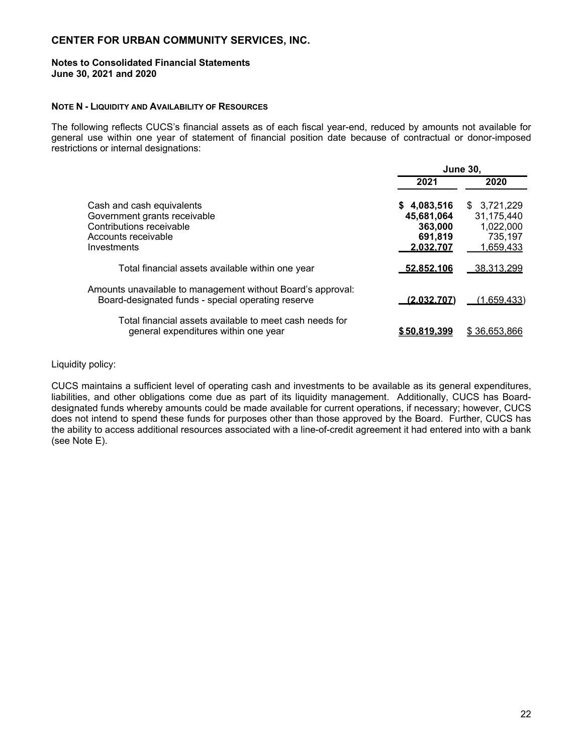# CENTER FOR URBAN COMMUNITY SERVICES, INC.

**Notes to Consolidated Financial Statements**
**June 30, 2021 and 2020**

## NOTE N - LIQUIDITY AND AVAILABILITY OF RESOURCES

The following reflects CUCS's financial assets as of each fiscal year-end, reduced by amounts not available for general use within one year of statement of financial position date because of contractual or donor-imposed restrictions or internal designations:

| | June 30, | |
|---|---|---|
| | **2021** | **2020** |
| Cash and cash equivalents | **$ 4,083,516** | $ 3,721,229 |
| Government grants receivable | **45,681,064** | 31,175,440 |
| Contributions receivable | **363,000** | 1,022,000 |
| Accounts receivable | **691,819** | 735,197 |
| Investments | **2,032,707** | 1,659,433 |
| Total financial assets available within one year | **52,852,106** | 38,313,299 |
| Amounts unavailable to management without Board's approval: Board-designated funds - special operating reserve | **(2,032,707)** | (1,659,433) |
| Total financial assets available to meet cash needs for general expenditures within one year | **$ 50,819,399** | $ 36,653,866 |

Liquidity policy:

CUCS maintains a sufficient level of operating cash and investments to be available as its general expenditures, liabilities, and other obligations come due as part of its liquidity management. Additionally, CUCS has Board-designated funds whereby amounts could be made available for current operations, if necessary; however, CUCS does not intend to spend these funds for purposes other than those approved by the Board. Further, CUCS has the ability to access additional resources associated with a line-of-credit agreement it had entered into with a bank (see Note E).